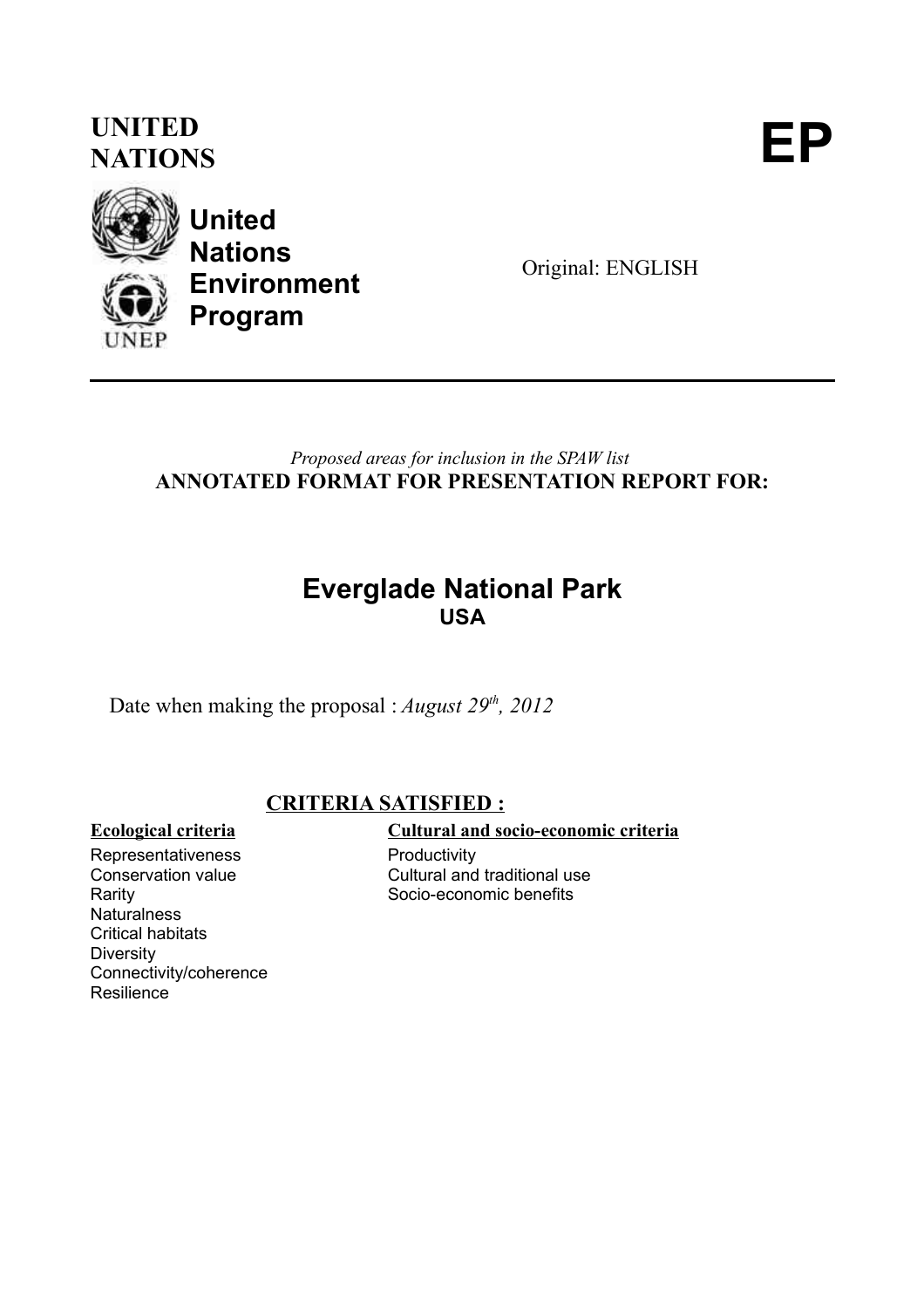**UNITED NATIONS**

# EP

**United Nations Environment Program**

Original: ENGLISH

---

*Proposed areas for inclusion in the SPAW list*

**ANNOTATED FORMAT FOR PRESENTATION REPORT FOR:**

## Everglade National Park

**USA**

Date when making the proposal : *August 29th, 2012*

### CRITERIA SATISFIED :

**Ecological criteria**

Representativeness
Conservation value
Rarity
Naturalness
Critical habitats
Diversity
Connectivity/coherence
Resilience

**Cultural and socio-economic criteria**

Productivity
Cultural and traditional use
Socio-economic benefits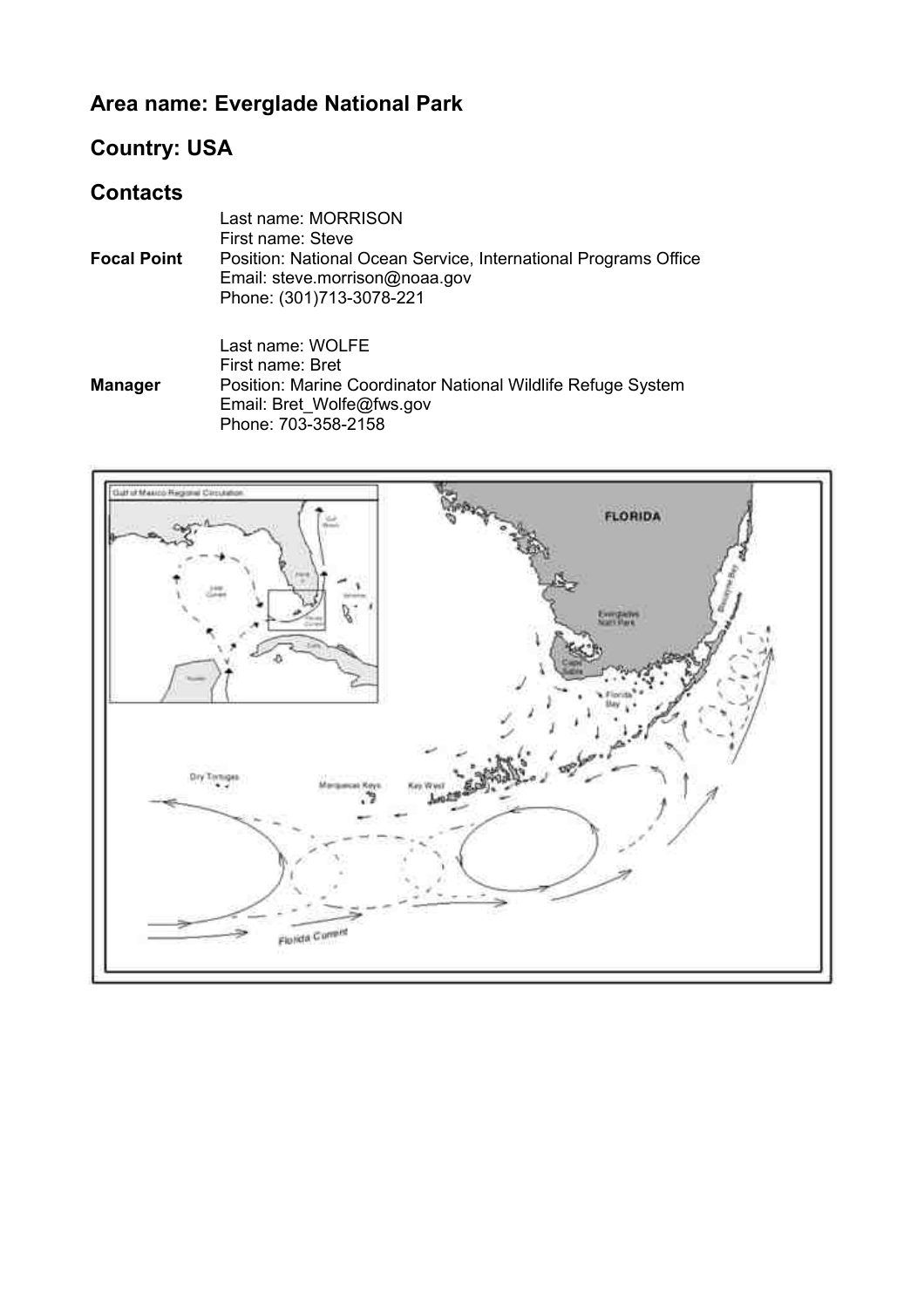## Area name: Everglade National Park

## Country: USA

## Contacts

**Focal Point**

Last name: MORRISON
First name: Steve
Position: National Ocean Service, International Programs Office
Email: steve.morrison@noaa.gov
Phone: (301)713-3078-221

**Manager**

Last name: WOLFE
First name: Bret
Position: Marine Coordinator National Wildlife Refuge System
Email: Bret_Wolfe@fws.gov
Phone: 703-358-2158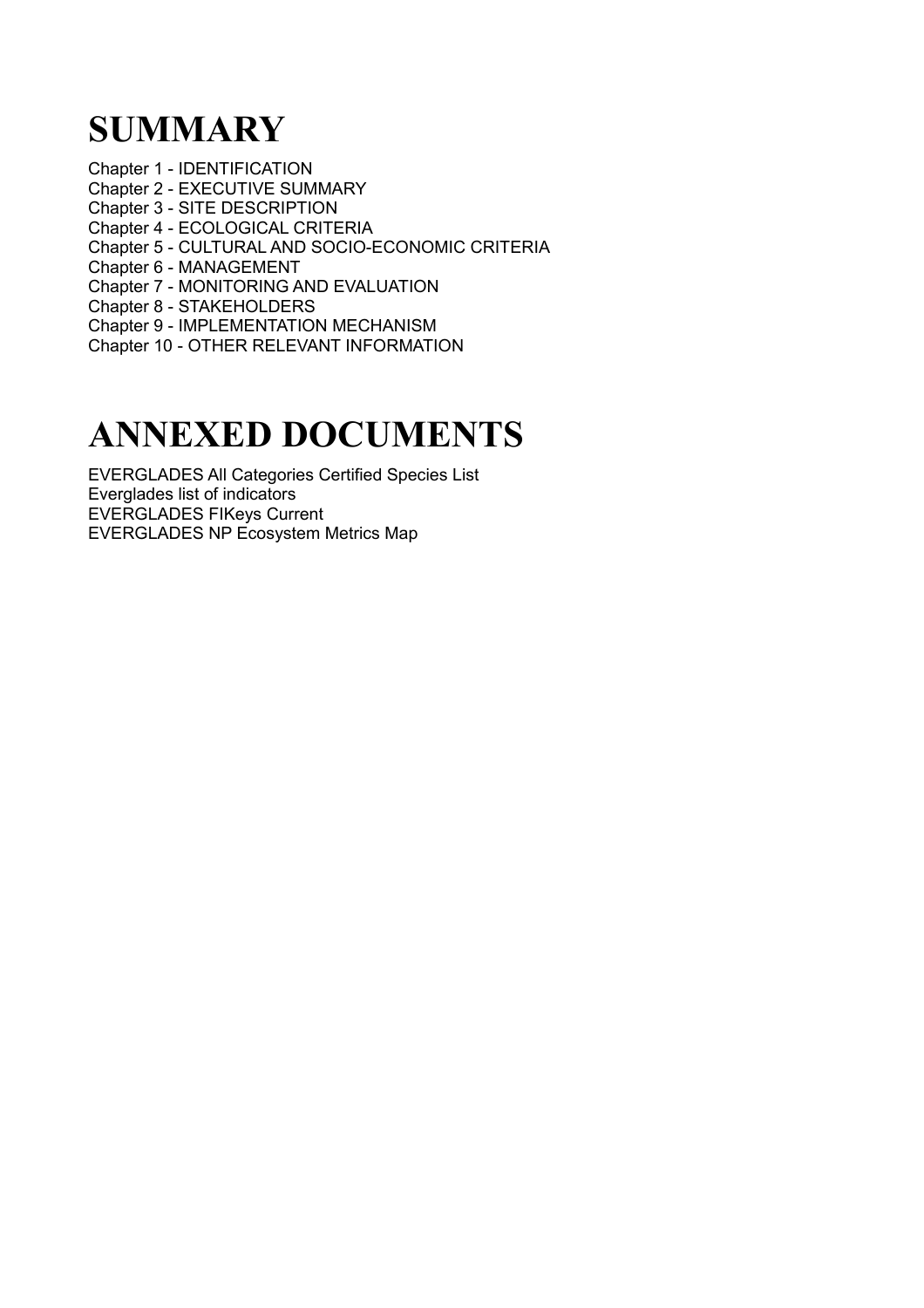# SUMMARY

Chapter 1 - IDENTIFICATION
Chapter 2 - EXECUTIVE SUMMARY
Chapter 3 - SITE DESCRIPTION
Chapter 4 - ECOLOGICAL CRITERIA
Chapter 5 - CULTURAL AND SOCIO-ECONOMIC CRITERIA
Chapter 6 - MANAGEMENT
Chapter 7 - MONITORING AND EVALUATION
Chapter 8 - STAKEHOLDERS
Chapter 9 - IMPLEMENTATION MECHANISM
Chapter 10 - OTHER RELEVANT INFORMATION

# ANNEXED DOCUMENTS

EVERGLADES All Categories Certified Species List
Everglades list of indicators
EVERGLADES FIKeys Current
EVERGLADES NP Ecosystem Metrics Map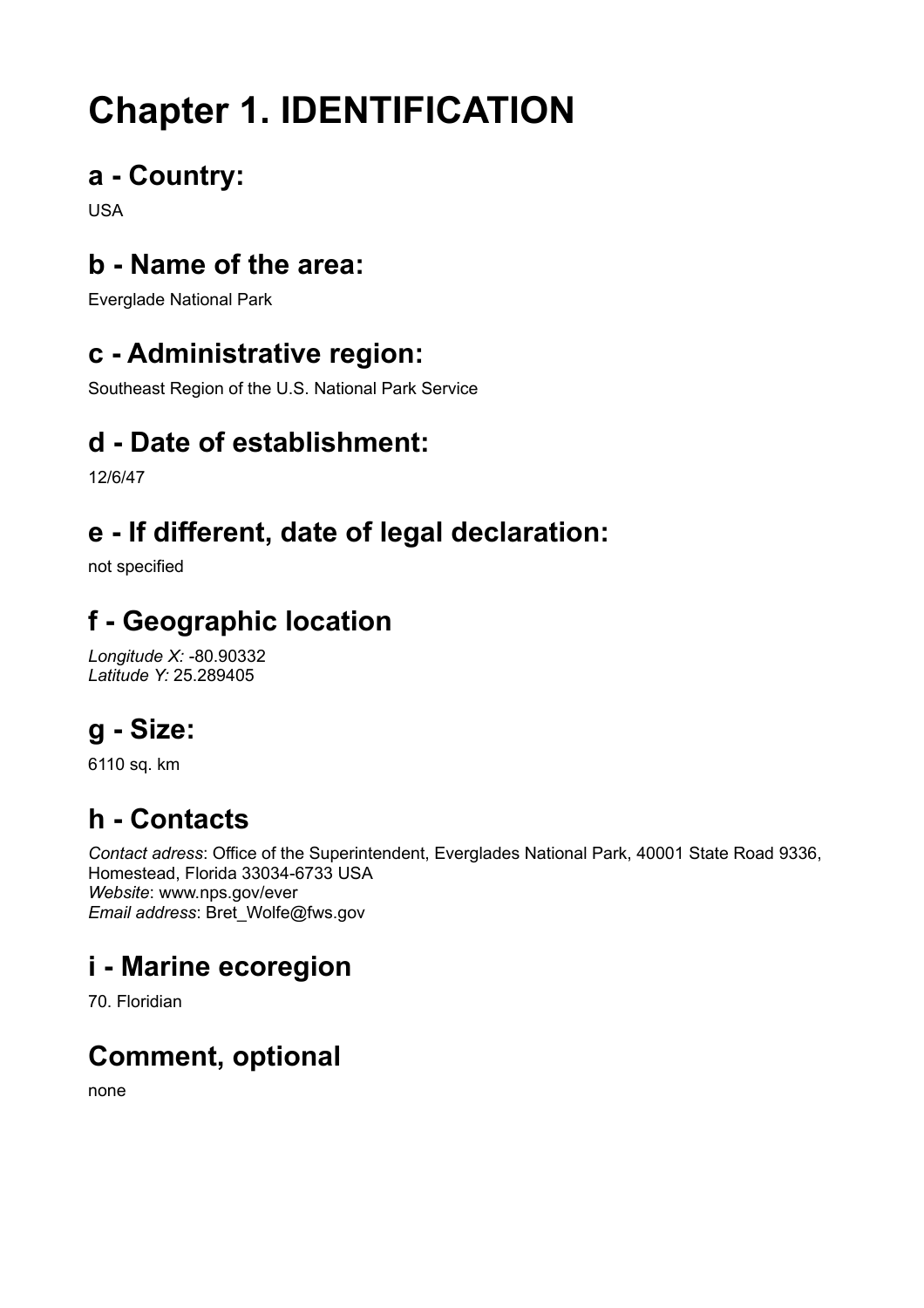# Chapter 1. IDENTIFICATION

## a - Country:

USA

## b - Name of the area:

Everglade National Park

## c - Administrative region:

Southeast Region of the U.S. National Park Service

## d - Date of establishment:

12/6/47

## e - If different, date of legal declaration:

not specified

## f - Geographic location

*Longitude X:* -80.90332
*Latitude Y:* 25.289405

## g - Size:

6110 sq. km

## h - Contacts

*Contact adress*: Office of the Superintendent, Everglades National Park, 40001 State Road 9336, Homestead, Florida 33034-6733 USA
*Website*: www.nps.gov/ever
*Email address*: Bret_Wolfe@fws.gov

## i - Marine ecoregion

70. Floridian

## Comment, optional

none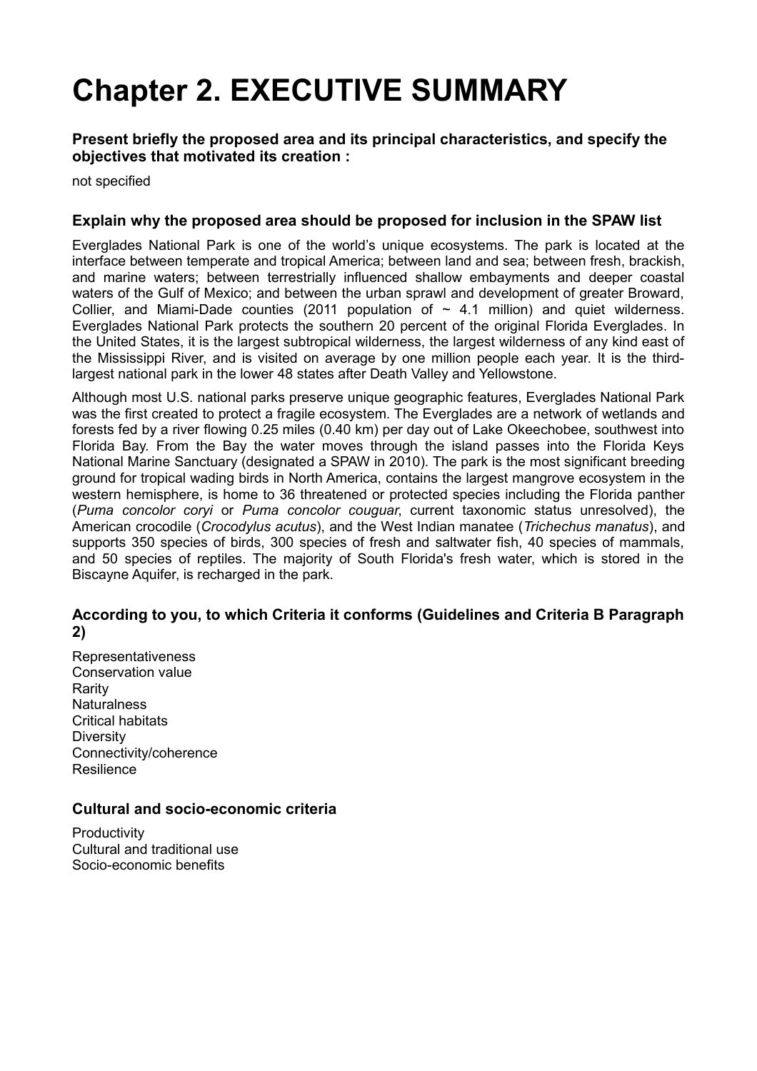# Chapter 2. EXECUTIVE SUMMARY

### Present briefly the proposed area and its principal characteristics, and specify the objectives that motivated its creation :

not specified

### Explain why the proposed area should be proposed for inclusion in the SPAW list

Everglades National Park is one of the world's unique ecosystems. The park is located at the interface between temperate and tropical America; between land and sea; between fresh, brackish, and marine waters; between terrestrially influenced shallow embayments and deeper coastal waters of the Gulf of Mexico; and between the urban sprawl and development of greater Broward, Collier, and Miami-Dade counties (2011 population of ~ 4.1 million) and quiet wilderness. Everglades National Park protects the southern 20 percent of the original Florida Everglades. In the United States, it is the largest subtropical wilderness, the largest wilderness of any kind east of the Mississippi River, and is visited on average by one million people each year. It is the third-largest national park in the lower 48 states after Death Valley and Yellowstone.

Although most U.S. national parks preserve unique geographic features, Everglades National Park was the first created to protect a fragile ecosystem. The Everglades are a network of wetlands and forests fed by a river flowing 0.25 miles (0.40 km) per day out of Lake Okeechobee, southwest into Florida Bay. From the Bay the water moves through the island passes into the Florida Keys National Marine Sanctuary (designated a SPAW in 2010). The park is the most significant breeding ground for tropical wading birds in North America, contains the largest mangrove ecosystem in the western hemisphere, is home to 36 threatened or protected species including the Florida panther (*Puma concolor coryi* or *Puma concolor couguar*, current taxonomic status unresolved), the American crocodile (*Crocodylus acutus*), and the West Indian manatee (*Trichechus manatus*), and supports 350 species of birds, 300 species of fresh and saltwater fish, 40 species of mammals, and 50 species of reptiles. The majority of South Florida's fresh water, which is stored in the Biscayne Aquifer, is recharged in the park.

### According to you, to which Criteria it conforms (Guidelines and Criteria B Paragraph 2)

Representativeness
Conservation value
Rarity
Naturalness
Critical habitats
Diversity
Connectivity/coherence
Resilience

### Cultural and socio-economic criteria

Productivity
Cultural and traditional use
Socio-economic benefits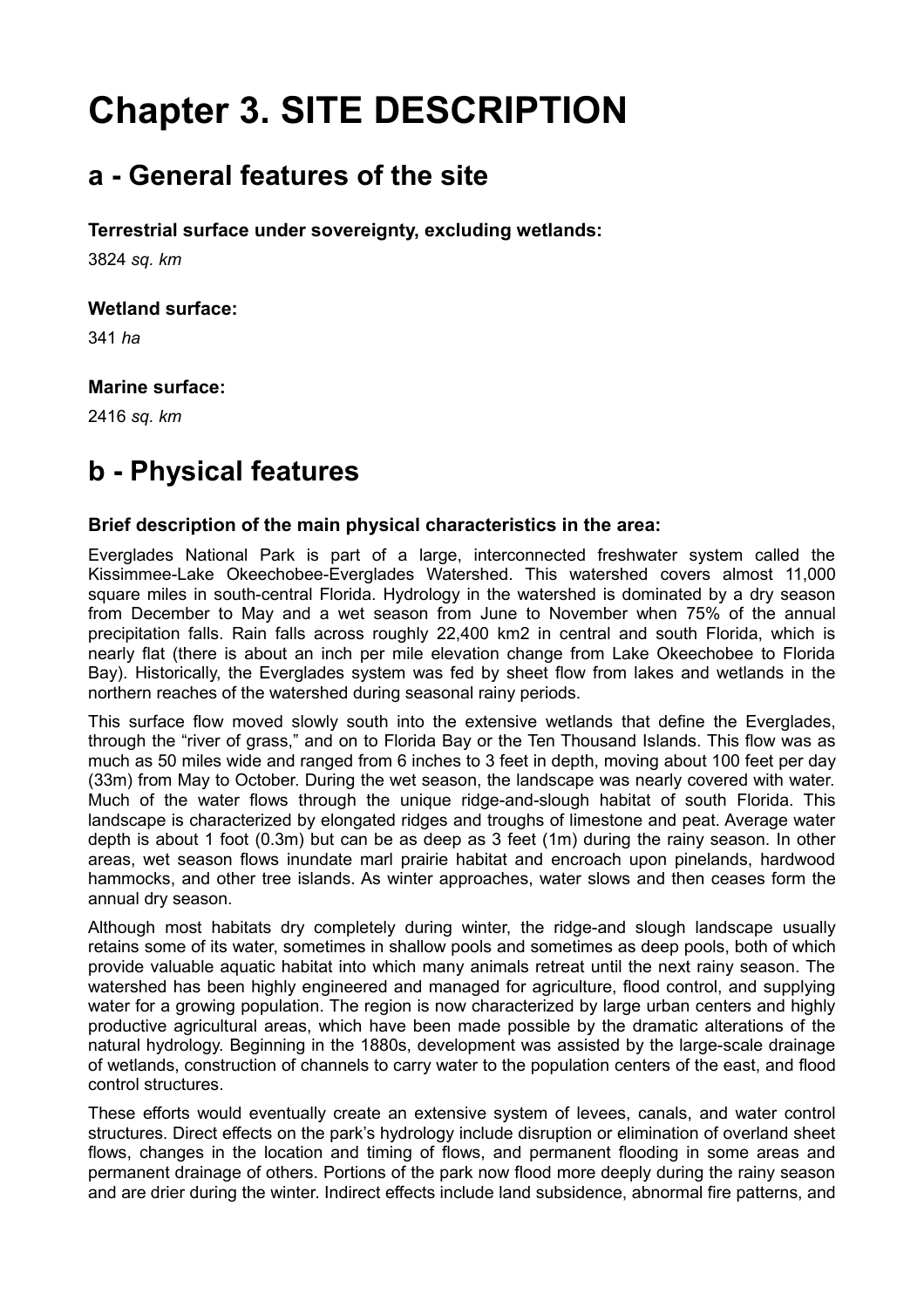# Chapter 3. SITE DESCRIPTION

## a - General features of the site

**Terrestrial surface under sovereignty, excluding wetlands:**

3824 *sq. km*

**Wetland surface:**

341 *ha*

**Marine surface:**

2416 *sq. km*

## b - Physical features

**Brief description of the main physical characteristics in the area:**

Everglades National Park is part of a large, interconnected freshwater system called the Kissimmee-Lake Okeechobee-Everglades Watershed. This watershed covers almost 11,000 square miles in south-central Florida. Hydrology in the watershed is dominated by a dry season from December to May and a wet season from June to November when 75% of the annual precipitation falls. Rain falls across roughly 22,400 km2 in central and south Florida, which is nearly flat (there is about an inch per mile elevation change from Lake Okeechobee to Florida Bay). Historically, the Everglades system was fed by sheet flow from lakes and wetlands in the northern reaches of the watershed during seasonal rainy periods.

This surface flow moved slowly south into the extensive wetlands that define the Everglades, through the "river of grass," and on to Florida Bay or the Ten Thousand Islands. This flow was as much as 50 miles wide and ranged from 6 inches to 3 feet in depth, moving about 100 feet per day (33m) from May to October. During the wet season, the landscape was nearly covered with water. Much of the water flows through the unique ridge-and-slough habitat of south Florida. This landscape is characterized by elongated ridges and troughs of limestone and peat. Average water depth is about 1 foot (0.3m) but can be as deep as 3 feet (1m) during the rainy season. In other areas, wet season flows inundate marl prairie habitat and encroach upon pinelands, hardwood hammocks, and other tree islands. As winter approaches, water slows and then ceases form the annual dry season.

Although most habitats dry completely during winter, the ridge-and slough landscape usually retains some of its water, sometimes in shallow pools and sometimes as deep pools, both of which provide valuable aquatic habitat into which many animals retreat until the next rainy season. The watershed has been highly engineered and managed for agriculture, flood control, and supplying water for a growing population. The region is now characterized by large urban centers and highly productive agricultural areas, which have been made possible by the dramatic alterations of the natural hydrology. Beginning in the 1880s, development was assisted by the large-scale drainage of wetlands, construction of channels to carry water to the population centers of the east, and flood control structures.

These efforts would eventually create an extensive system of levees, canals, and water control structures. Direct effects on the park's hydrology include disruption or elimination of overland sheet flows, changes in the location and timing of flows, and permanent flooding in some areas and permanent drainage of others. Portions of the park now flood more deeply during the rainy season and are drier during the winter. Indirect effects include land subsidence, abnormal fire patterns, and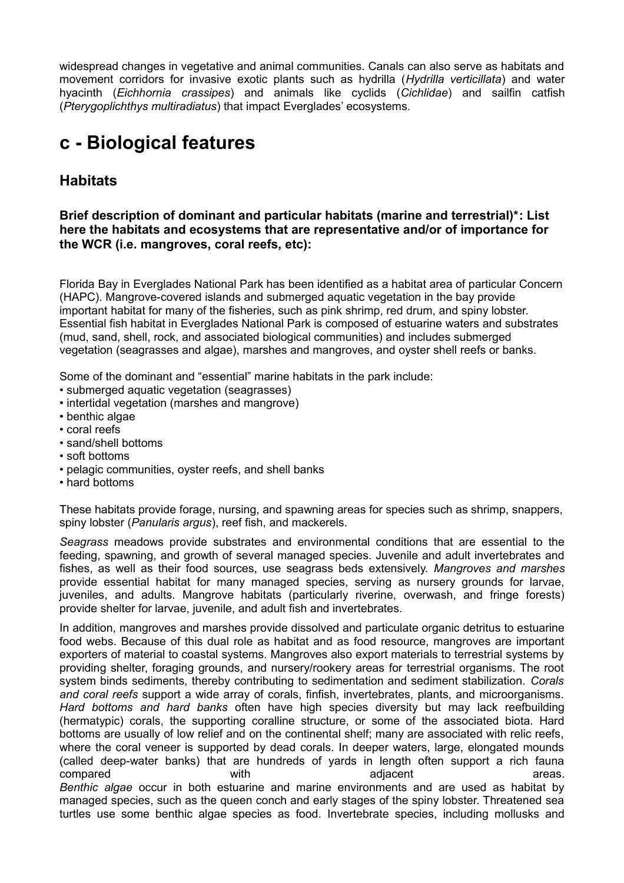widespread changes in vegetative and animal communities. Canals can also serve as habitats and movement corridors for invasive exotic plants such as hydrilla (*Hydrilla verticillata*) and water hyacinth (*Eichhornia crassipes*) and animals like cyclids (*Cichlidae*) and sailfin catfish (*Pterygoplichthys multiradiatus*) that impact Everglades' ecosystems.

# c - Biological features

## Habitats

### Brief description of dominant and particular habitats (marine and terrestrial)*: List here the habitats and ecosystems that are representative and/or of importance for the WCR (i.e. mangroves, coral reefs, etc):

Florida Bay in Everglades National Park has been identified as a habitat area of particular Concern (HAPC). Mangrove-covered islands and submerged aquatic vegetation in the bay provide important habitat for many of the fisheries, such as pink shrimp, red drum, and spiny lobster. Essential fish habitat in Everglades National Park is composed of estuarine waters and substrates (mud, sand, shell, rock, and associated biological communities) and includes submerged vegetation (seagrasses and algae), marshes and mangroves, and oyster shell reefs or banks.

Some of the dominant and "essential" marine habitats in the park include:

- submerged aquatic vegetation (seagrasses)
- intertidal vegetation (marshes and mangrove)
- benthic algae
- coral reefs
- sand/shell bottoms
- soft bottoms
- pelagic communities, oyster reefs, and shell banks
- hard bottoms

These habitats provide forage, nursing, and spawning areas for species such as shrimp, snappers, spiny lobster (*Panularis argus*), reef fish, and mackerels.

*Seagrass* meadows provide substrates and environmental conditions that are essential to the feeding, spawning, and growth of several managed species. Juvenile and adult invertebrates and fishes, as well as their food sources, use seagrass beds extensively. *Mangroves and marshes* provide essential habitat for many managed species, serving as nursery grounds for larvae, juveniles, and adults. Mangrove habitats (particularly riverine, overwash, and fringe forests) provide shelter for larvae, juvenile, and adult fish and invertebrates.

In addition, mangroves and marshes provide dissolved and particulate organic detritus to estuarine food webs. Because of this dual role as habitat and as food resource, mangroves are important exporters of material to coastal systems. Mangroves also export materials to terrestrial systems by providing shelter, foraging grounds, and nursery/rookery areas for terrestrial organisms. The root system binds sediments, thereby contributing to sedimentation and sediment stabilization. *Corals and coral reefs* support a wide array of corals, finfish, invertebrates, plants, and microorganisms. *Hard bottoms and hard banks* often have high species diversity but may lack reefbuilding (hermatypic) corals, the supporting coralline structure, or some of the associated biota. Hard bottoms are usually of low relief and on the continental shelf; many are associated with relic reefs, where the coral veneer is supported by dead corals. In deeper waters, large, elongated mounds (called deep-water banks) that are hundreds of yards in length often support a rich fauna compared with adjacent areas.
*Benthic algae* occur in both estuarine and marine environments and are used as habitat by managed species, such as the queen conch and early stages of the spiny lobster. Threatened sea turtles use some benthic algae species as food. Invertebrate species, including mollusks and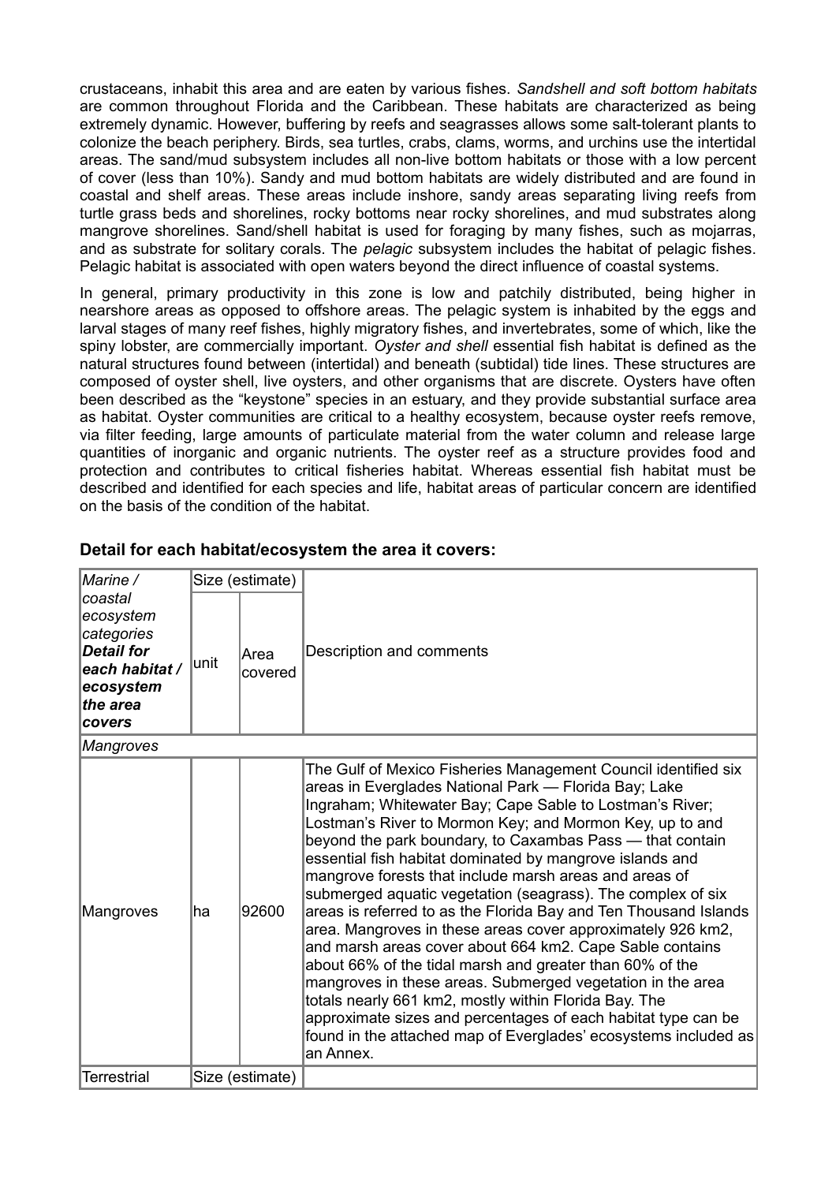crustaceans, inhabit this area and are eaten by various fishes. *Sandshell and soft bottom habitats* are common throughout Florida and the Caribbean. These habitats are characterized as being extremely dynamic. However, buffering by reefs and seagrasses allows some salt-tolerant plants to colonize the beach periphery. Birds, sea turtles, crabs, clams, worms, and urchins use the intertidal areas. The sand/mud subsystem includes all non-live bottom habitats or those with a low percent of cover (less than 10%). Sandy and mud bottom habitats are widely distributed and are found in coastal and shelf areas. These areas include inshore, sandy areas separating living reefs from turtle grass beds and shorelines, rocky bottoms near rocky shorelines, and mud substrates along mangrove shorelines. Sand/shell habitat is used for foraging by many fishes, such as mojarras, and as substrate for solitary corals. The *pelagic* subsystem includes the habitat of pelagic fishes. Pelagic habitat is associated with open waters beyond the direct influence of coastal systems.

In general, primary productivity in this zone is low and patchily distributed, being higher in nearshore areas as opposed to offshore areas. The pelagic system is inhabited by the eggs and larval stages of many reef fishes, highly migratory fishes, and invertebrates, some of which, like the spiny lobster, are commercially important. *Oyster and shell* essential fish habitat is defined as the natural structures found between (intertidal) and beneath (subtidal) tide lines. These structures are composed of oyster shell, live oysters, and other organisms that are discrete. Oysters have often been described as the "keystone" species in an estuary, and they provide substantial surface area as habitat. Oyster communities are critical to a healthy ecosystem, because oyster reefs remove, via filter feeding, large amounts of particulate material from the water column and release large quantities of inorganic and organic nutrients. The oyster reef as a structure provides food and protection and contributes to critical fisheries habitat. Whereas essential fish habitat must be described and identified for each species and life, habitat areas of particular concern are identified on the basis of the condition of the habitat.

### Detail for each habitat/ecosystem the area it covers:

| *Marine / coastal ecosystem categories* ***Detail for each habitat / ecosystem the area covers*** | Size (estimate) | | Description and comments |
|---|---|---|---|
| | unit | Area covered | |
| *Mangroves* | | | |
| Mangroves | ha | 92600 | The Gulf of Mexico Fisheries Management Council identified six areas in Everglades National Park — Florida Bay; Lake Ingraham; Whitewater Bay; Cape Sable to Lostman's River; Lostman's River to Mormon Key; and Mormon Key, up to and beyond the park boundary, to Caxambas Pass — that contain essential fish habitat dominated by mangrove islands and mangrove forests that include marsh areas and areas of submerged aquatic vegetation (seagrass). The complex of six areas is referred to as the Florida Bay and Ten Thousand Islands area. Mangroves in these areas cover approximately 926 km2, and marsh areas cover about 664 km2. Cape Sable contains about 66% of the tidal marsh and greater than 60% of the mangroves in these areas. Submerged vegetation in the area totals nearly 661 km2, mostly within Florida Bay. The approximate sizes and percentages of each habitat type can be found in the attached map of Everglades' ecosystems included as an Annex. |
| Terrestrial | Size (estimate) | | |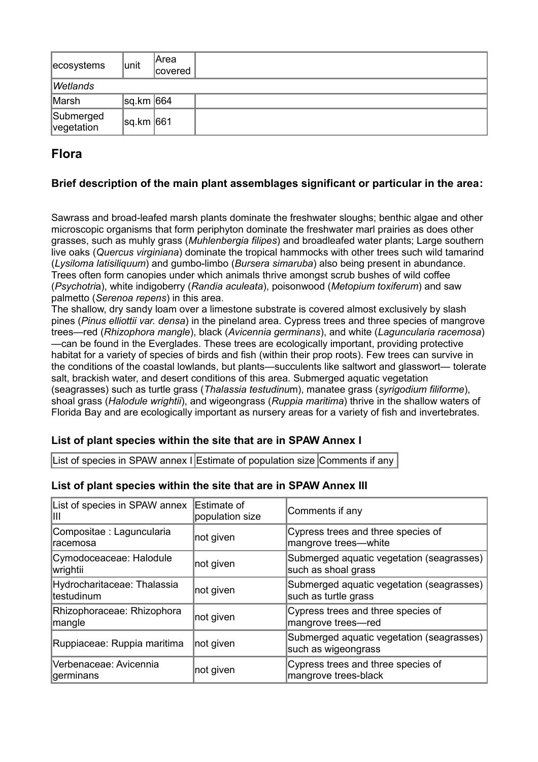| ecosystems | unit | Area covered | |
|---|---|---|---|
| *Wetlands* | | | |
| Marsh | sq.km | 664 | |
| Submerged vegetation | sq.km | 661 | |

## Flora

### Brief description of the main plant assemblages significant or particular in the area:

Sawrass and broad-leafed marsh plants dominate the freshwater sloughs; benthic algae and other microscopic organisms that form periphyton dominate the freshwater marl prairies as does other grasses, such as muhly grass (*Muhlenbergia filipes*) and broadleafed water plants; Large southern live oaks (*Quercus virginiana*) dominate the tropical hammocks with other trees such wild tamarind (*Lysiloma latisiliquum*) and gumbo-limbo (*Bursera simaruba*) also being present in abundance. Trees often form canopies under which animals thrive amongst scrub bushes of wild coffee (*Psychotri*a), white indigoberry (*Randia aculeata*), poisonwood (*Metopium toxiferum*) and saw palmetto (*Serenoa repens*) in this area.
The shallow, dry sandy loam over a limestone substrate is covered almost exclusively by slash pines (*Pinus elliottii var. densa*) in the pineland area. Cypress trees and three species of mangrove trees—red (*Rhizophora mangle*), black (*Avicennia germinans*), and white (*Laguncularia racemosa*) —can be found in the Everglades. These trees are ecologically important, providing protective habitat for a variety of species of birds and fish (within their prop roots). Few trees can survive in the conditions of the coastal lowlands, but plants—succulents like saltwort and glasswort— tolerate salt, brackish water, and desert conditions of this area. Submerged aquatic vegetation (seagrasses) such as turtle grass (*Thalassia testudinu*m), manatee grass (*syrigodium filiforme*), shoal grass (*Halodule wrightii*), and wigeongrass (*Ruppia maritima*) thrive in the shallow waters of Florida Bay and are ecologically important as nursery areas for a variety of fish and invertebrates.

### List of plant species within the site that are in SPAW Annex I

| List of species in SPAW annex I | Estimate of population size | Comments if any |
|---|---|---|

### List of plant species within the site that are in SPAW Annex III

| List of species in SPAW annex III | Estimate of population size | Comments if any |
|---|---|---|
| Compositae : Laguncularia racemosa | not given | Cypress trees and three species of mangrove trees—white |
| Cymodoceaceae: Halodule wrightii | not given | Submerged aquatic vegetation (seagrasses) such as shoal grass |
| Hydrocharitaceae: Thalassia testudinum | not given | Submerged aquatic vegetation (seagrasses) such as turtle grass |
| Rhizophoraceae: Rhizophora mangle | not given | Cypress trees and three species of mangrove trees—red |
| Ruppiaceae: Ruppia maritima | not given | Submerged aquatic vegetation (seagrasses) such as wigeongrass |
| Verbenaceae: Avicennia germinans | not given | Cypress trees and three species of mangrove trees-black |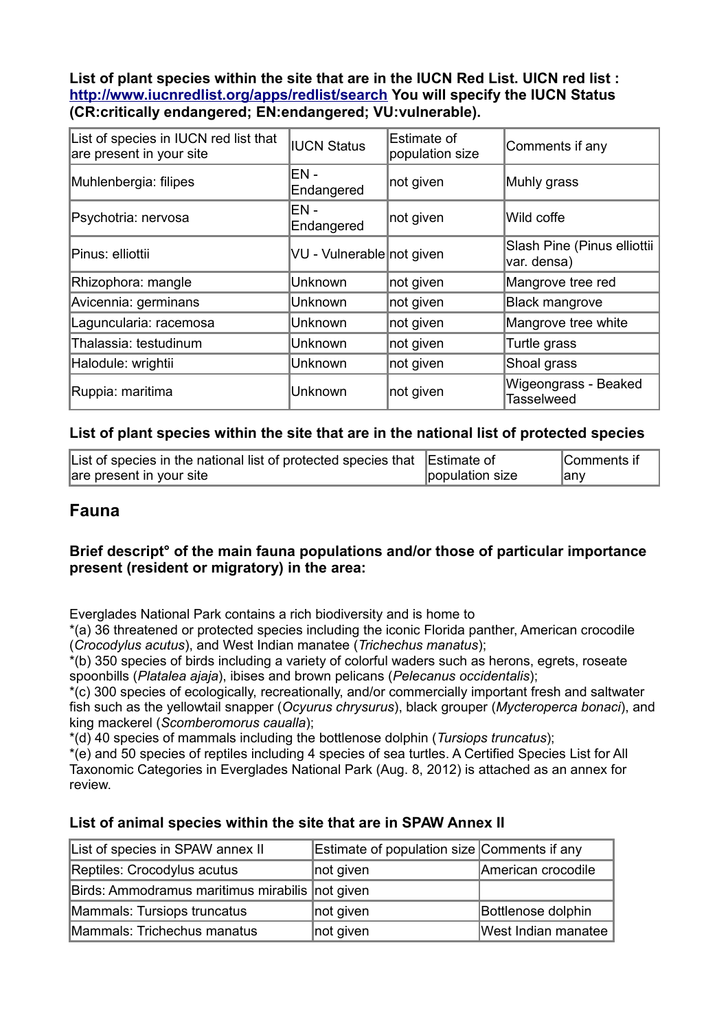**List of plant species within the site that are in the IUCN Red List. UICN red list : [http://www.iucnredlist.org/apps/redlist/search](http://www.iucnredlist.org/apps/redlist/search) You will specify the IUCN Status (CR:critically endangered; EN:endangered; VU:vulnerable).**

| List of species in IUCN red list that are present in your site | IUCN Status | Estimate of population size | Comments if any |
|---|---|---|---|
| Muhlenbergia: filipes | EN - Endangered | not given | Muhly grass |
| Psychotria: nervosa | EN - Endangered | not given | Wild coffe |
| Pinus: elliottii | VU - Vulnerable | not given | Slash Pine (Pinus elliottii var. densa) |
| Rhizophora: mangle | Unknown | not given | Mangrove tree red |
| Avicennia: germinans | Unknown | not given | Black mangrove |
| Laguncularia: racemosa | Unknown | not given | Mangrove tree white |
| Thalassia: testudinum | Unknown | not given | Turtle grass |
| Halodule: wrightii | Unknown | not given | Shoal grass |
| Ruppia: maritima | Unknown | not given | Wigeongrass - Beaked Tasselweed |

**List of plant species within the site that are in the national list of protected species**

| List of species in the national list of protected species that are present in your site | Estimate of population size | Comments if any |
|---|---|---|

## Fauna

**Brief descript° of the main fauna populations and/or those of particular importance present (resident or migratory) in the area:**

Everglades National Park contains a rich biodiversity and is home to
*(a) 36 threatened or protected species including the iconic Florida panther, American crocodile (*Crocodylus acutus*), and West Indian manatee (*Trichechus manatus*);
*(b) 350 species of birds including a variety of colorful waders such as herons, egrets, roseate spoonbills (*Platalea ajaja*), ibises and brown pelicans (*Pelecanus occidentalis*);
*(c) 300 species of ecologically, recreationally, and/or commercially important fresh and saltwater fish such as the yellowtail snapper (*Ocyurus chrysurus*), black grouper (*Mycteroperca bonaci*), and king mackerel (*Scomberomorus caualla*);
*(d) 40 species of mammals including the bottlenose dolphin (*Tursiops truncatus*);
*(e) and 50 species of reptiles including 4 species of sea turtles. A Certified Species List for All Taxonomic Categories in Everglades National Park (Aug. 8, 2012) is attached as an annex for review.

**List of animal species within the site that are in SPAW Annex II**

| List of species in SPAW annex II | Estimate of population size | Comments if any |
|---|---|---|
| Reptiles: Crocodylus acutus | not given | American crocodile |
| Birds: Ammodramus maritimus mirabilis | not given | |
| Mammals: Tursiops truncatus | not given | Bottlenose dolphin |
| Mammals: Trichechus manatus | not given | West Indian manatee |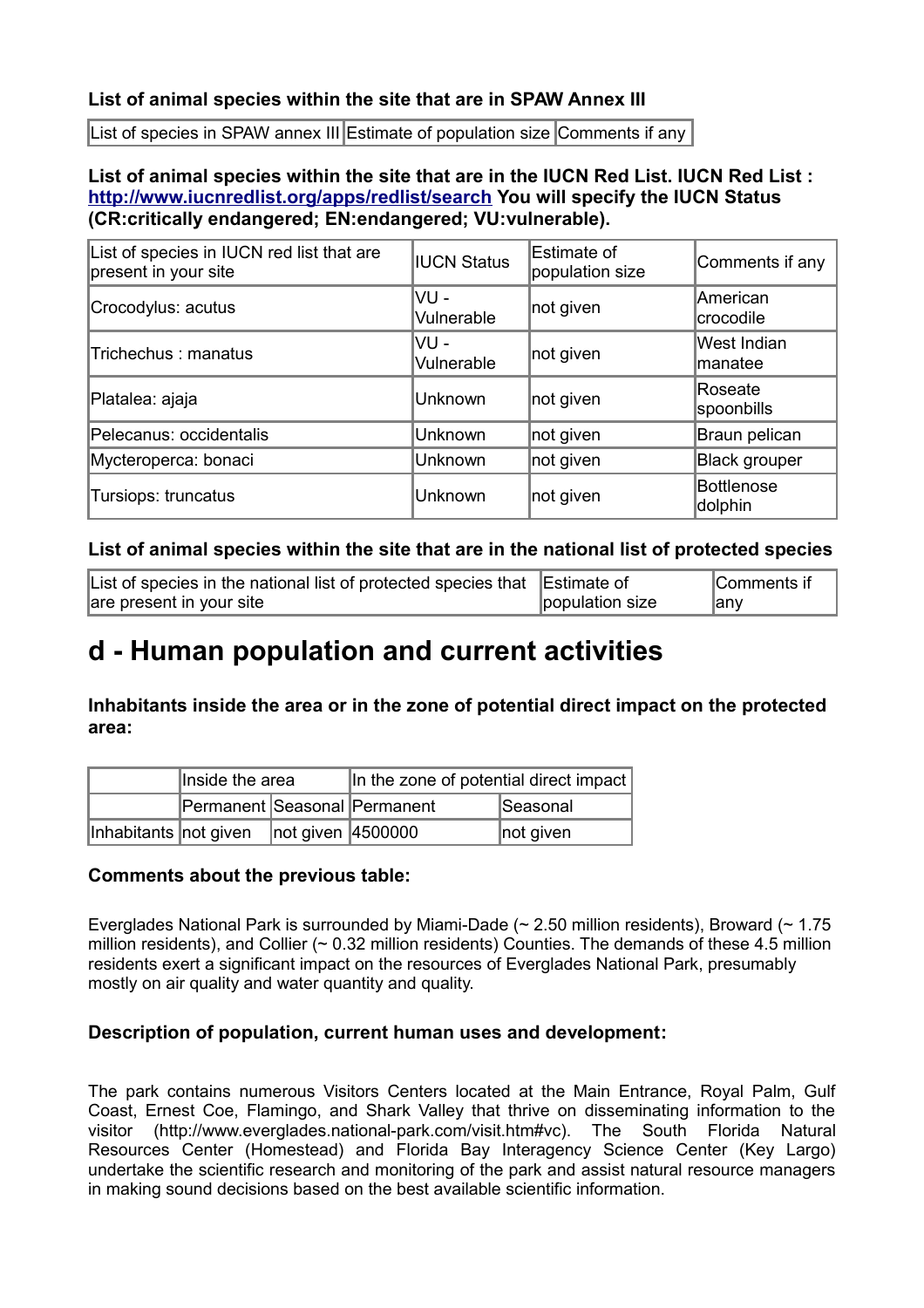**List of animal species within the site that are in SPAW Annex III**

| List of species in SPAW annex III | Estimate of population size | Comments if any |
|---|---|---|

**List of animal species within the site that are in the IUCN Red List. IUCN Red List : [http://www.iucnredlist.org/apps/redlist/search](http://www.iucnredlist.org/apps/redlist/search) You will specify the IUCN Status (CR:critically endangered; EN:endangered; VU:vulnerable).**

| List of species in IUCN red list that are present in your site | IUCN Status | Estimate of population size | Comments if any |
|---|---|---|---|
| Crocodylus: acutus | VU - Vulnerable | not given | American crocodile |
| Trichechus : manatus | VU - Vulnerable | not given | West Indian manatee |
| Platalea: ajaja | Unknown | not given | Roseate spoonbills |
| Pelecanus: occidentalis | Unknown | not given | Braun pelican |
| Mycteroperca: bonaci | Unknown | not given | Black grouper |
| Tursiops: truncatus | Unknown | not given | Bottlenose dolphin |

**List of animal species within the site that are in the national list of protected species**

| List of species in the national list of protected species that are present in your site | Estimate of population size | Comments if any |
|---|---|---|

# d - Human population and current activities

**Inhabitants inside the area or in the zone of potential direct impact on the protected area:**

| | Inside the area | | In the zone of potential direct impact | |
|---|---|---|---|---|
| | Permanent | Seasonal | Permanent | Seasonal |
| Inhabitants | not given | not given | 4500000 | not given |

**Comments about the previous table:**

Everglades National Park is surrounded by Miami-Dade (~ 2.50 million residents), Broward (~ 1.75 million residents), and Collier (~ 0.32 million residents) Counties. The demands of these 4.5 million residents exert a significant impact on the resources of Everglades National Park, presumably mostly on air quality and water quantity and quality.

**Description of population, current human uses and development:**

The park contains numerous Visitors Centers located at the Main Entrance, Royal Palm, Gulf Coast, Ernest Coe, Flamingo, and Shark Valley that thrive on disseminating information to the visitor (http://www.everglades.national-park.com/visit.htm#vc). The South Florida Natural Resources Center (Homestead) and Florida Bay Interagency Science Center (Key Largo) undertake the scientific research and monitoring of the park and assist natural resource managers in making sound decisions based on the best available scientific information.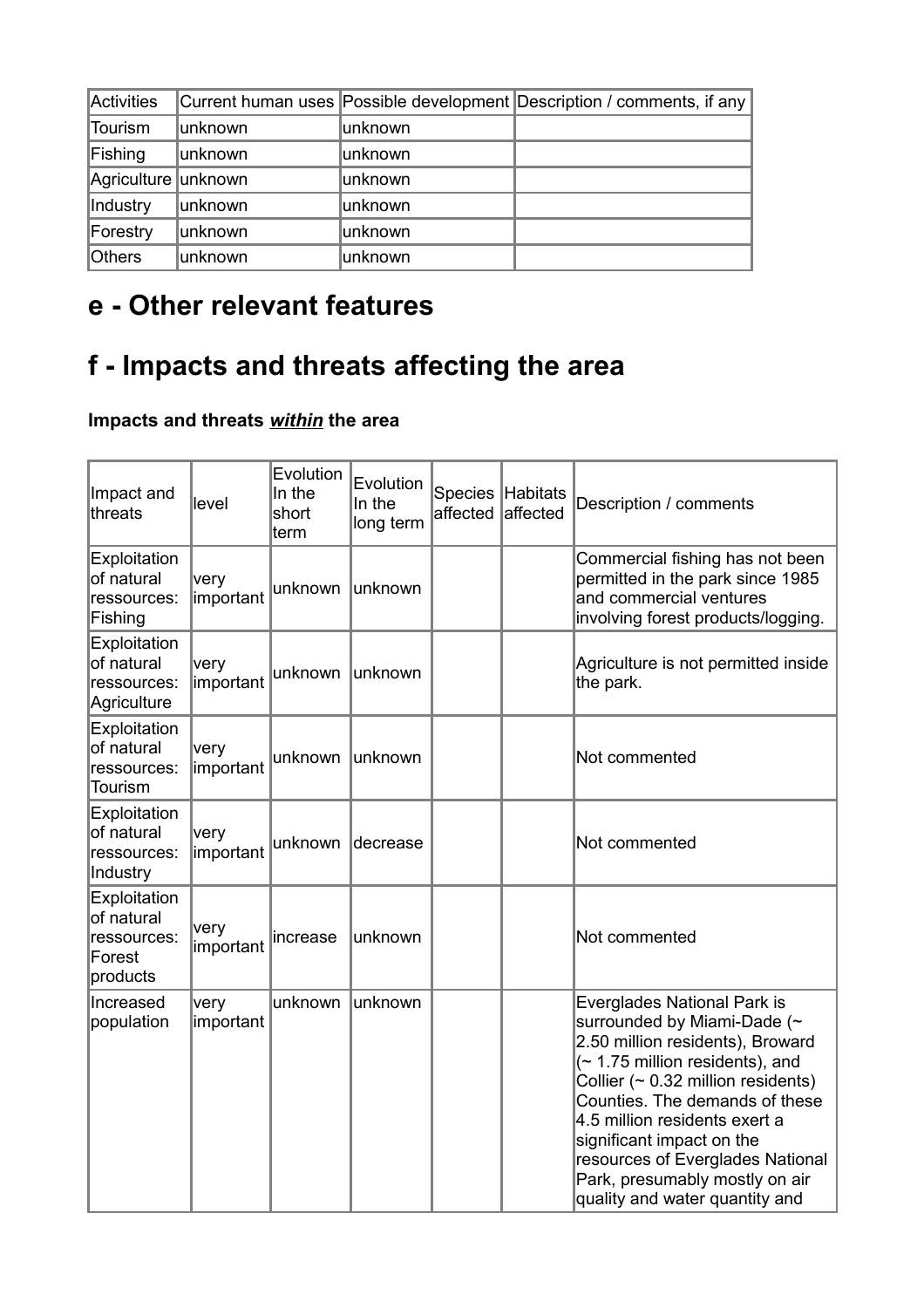| Activities | Current human uses | Possible development | Description / comments, if any |
|---|---|---|---|
| Tourism | unknown | unknown | |
| Fishing | unknown | unknown | |
| Agriculture | unknown | unknown | |
| Industry | unknown | unknown | |
| Forestry | unknown | unknown | |
| Others | unknown | unknown | |

## e - Other relevant features

## f - Impacts and threats affecting the area

**Impacts and threats *within* the area**

| Impact and threats | level | Evolution In the short term | Evolution In the long term | Species affected | Habitats affected | Description / comments |
|---|---|---|---|---|---|---|
| Exploitation of natural ressources: Fishing | very important | unknown | unknown | | | Commercial fishing has not been permitted in the park since 1985 and commercial ventures involving forest products/logging. |
| Exploitation of natural ressources: Agriculture | very important | unknown | unknown | | | Agriculture is not permitted inside the park. |
| Exploitation of natural ressources: Tourism | very important | unknown | unknown | | | Not commented |
| Exploitation of natural ressources: Industry | very important | unknown | decrease | | | Not commented |
| Exploitation of natural ressources: Forest products | very important | increase | unknown | | | Not commented |
| Increased population | very important | unknown | unknown | | | Everglades National Park is surrounded by Miami-Dade (~ 2.50 million residents), Broward (~ 1.75 million residents), and Collier (~ 0.32 million residents) Counties. The demands of these 4.5 million residents exert a significant impact on the resources of Everglades National Park, presumably mostly on air quality and water quantity and |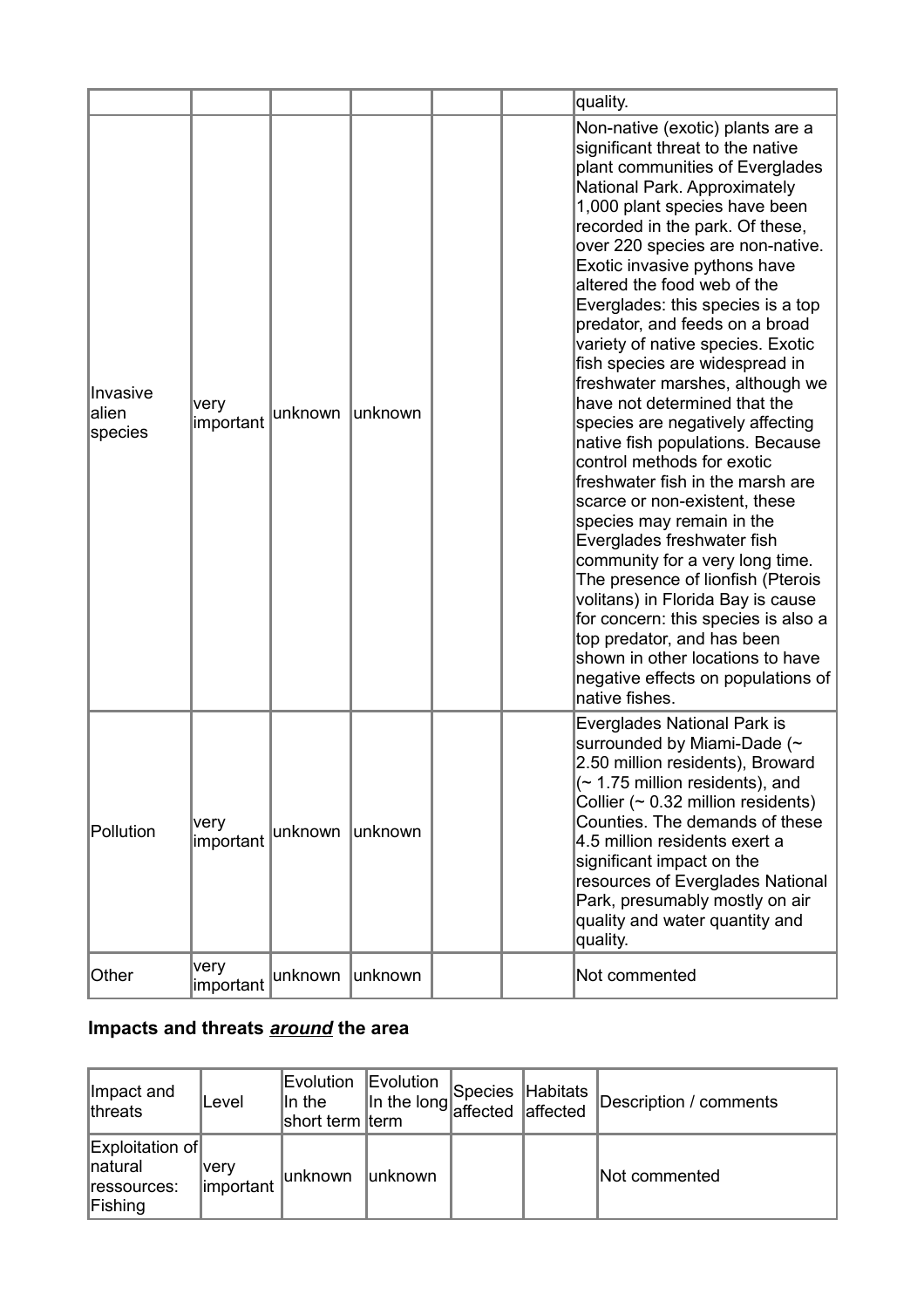| | | | | | | |
|---|---|---|---|---|---|---|
| | | | | | | quality. |
| Invasive alien species | very important | unknown | unknown | | | Non-native (exotic) plants are a significant threat to the native plant communities of Everglades National Park. Approximately 1,000 plant species have been recorded in the park. Of these, over 220 species are non-native. Exotic invasive pythons have altered the food web of the Everglades: this species is a top predator, and feeds on a broad variety of native species. Exotic fish species are widespread in freshwater marshes, although we have not determined that the species are negatively affecting native fish populations. Because control methods for exotic freshwater fish in the marsh are scarce or non-existent, these species may remain in the Everglades freshwater fish community for a very long time. The presence of lionfish (Pterois volitans) in Florida Bay is cause for concern: this species is also a top predator, and has been shown in other locations to have negative effects on populations of native fishes. |
| Pollution | very important | unknown | unknown | | | Everglades National Park is surrounded by Miami-Dade (~ 2.50 million residents), Broward (~ 1.75 million residents), and Collier (~ 0.32 million residents) Counties. The demands of these 4.5 million residents exert a significant impact on the resources of Everglades National Park, presumably mostly on air quality and water quantity and quality. |
| Other | very important | unknown | unknown | | | Not commented |

### Impacts and threats *around* the area

| Impact and threats | Level | Evolution In the short term | Evolution In the long term | Species affected | Habitats affected | Description / comments |
|---|---|---|---|---|---|---|
| Exploitation of natural ressources: Fishing | very important | unknown | unknown | | | Not commented |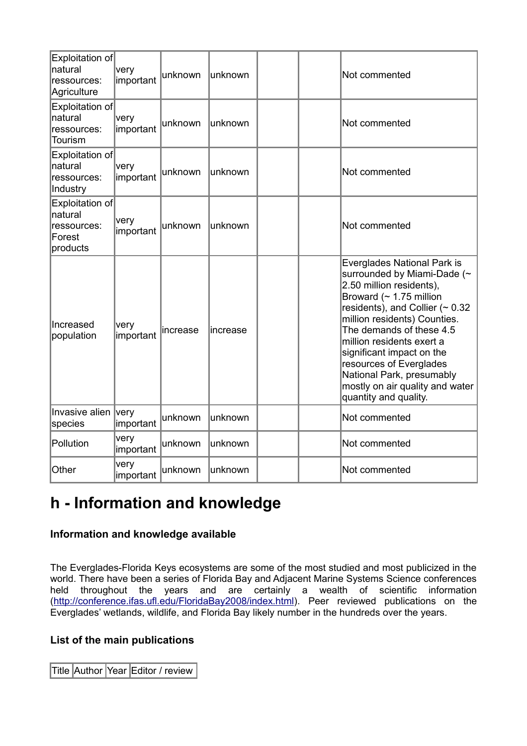| | | | | | | |
|---|---|---|---|---|---|---|
| Exploitation of natural ressources: Agriculture | very important | unknown | unknown | | | Not commented |
| Exploitation of natural ressources: Tourism | very important | unknown | unknown | | | Not commented |
| Exploitation of natural ressources: Industry | very important | unknown | unknown | | | Not commented |
| Exploitation of natural ressources: Forest products | very important | unknown | unknown | | | Not commented |
| Increased population | very important | increase | increase | | | Everglades National Park is surrounded by Miami-Dade (~ 2.50 million residents), Broward (~ 1.75 million residents), and Collier (~ 0.32 million residents) Counties. The demands of these 4.5 million residents exert a significant impact on the resources of Everglades National Park, presumably mostly on air quality and water quantity and quality. |
| Invasive alien species | very important | unknown | unknown | | | Not commented |
| Pollution | very important | unknown | unknown | | | Not commented |
| Other | very important | unknown | unknown | | | Not commented |

# h - Information and knowledge

### Information and knowledge available

The Everglades-Florida Keys ecosystems are some of the most studied and most publicized in the world. There have been a series of Florida Bay and Adjacent Marine Systems Science conferences held throughout the years and are certainly a wealth of scientific information (http://conference.ifas.ufl.edu/FloridaBay2008/index.html). Peer reviewed publications on the Everglades' wetlands, wildlife, and Florida Bay likely number in the hundreds over the years.

### List of the main publications

| Title | Author | Year | Editor / review |
|---|---|---|---|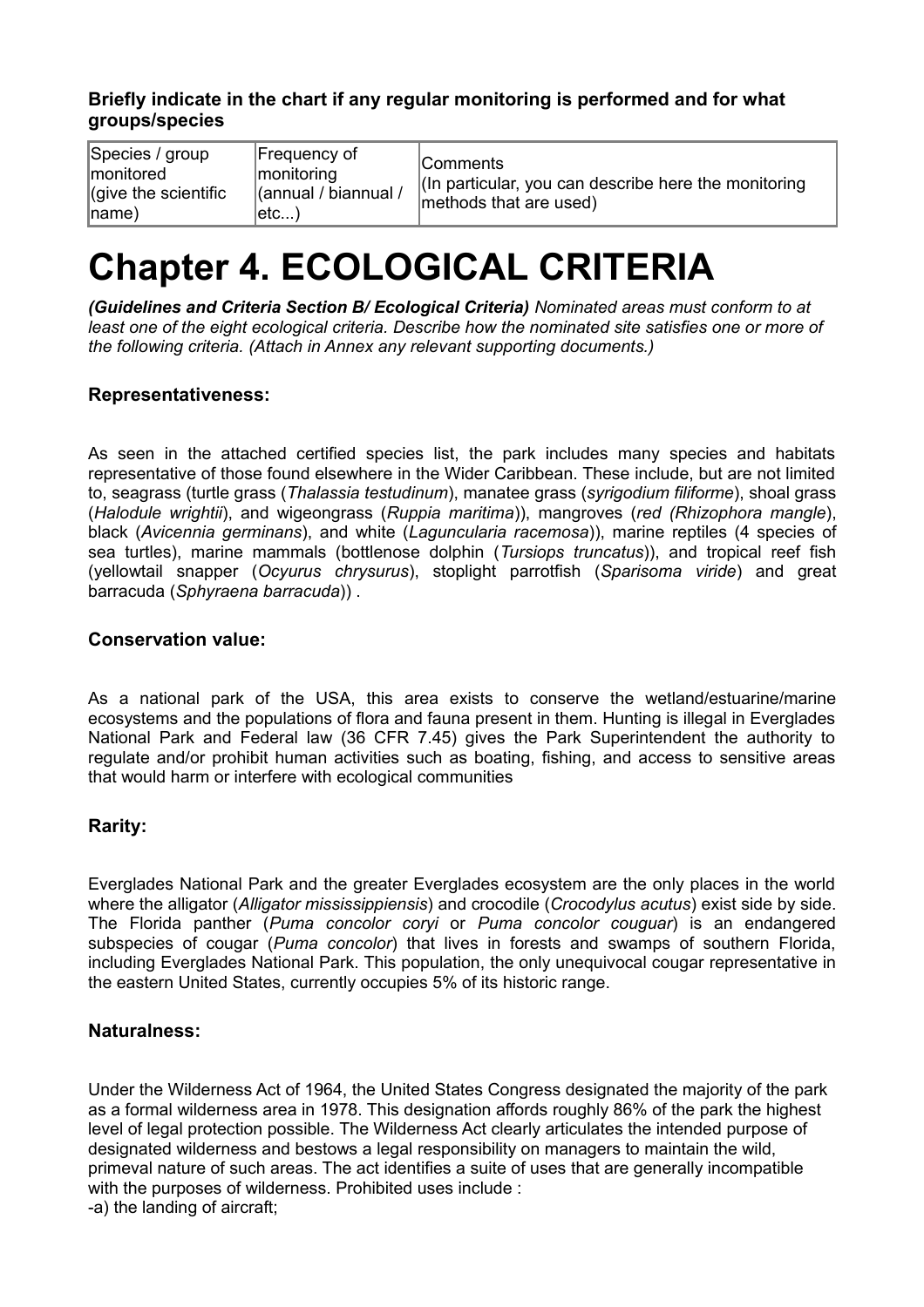**Briefly indicate in the chart if any regular monitoring is performed and for what groups/species**

| Species / group monitored (give the scientific name) | Frequency of monitoring (annual / biannual / etc...) | Comments (In particular, you can describe here the monitoring methods that are used) |
|---|---|---|

# Chapter 4. ECOLOGICAL CRITERIA

***(Guidelines and Criteria Section B/ Ecological Criteria)*** *Nominated areas must conform to at least one of the eight ecological criteria. Describe how the nominated site satisfies one or more of the following criteria. (Attach in Annex any relevant supporting documents.)*

### Representativeness:

As seen in the attached certified species list, the park includes many species and habitats representative of those found elsewhere in the Wider Caribbean. These include, but are not limited to, seagrass (turtle grass (*Thalassia testudinum*), manatee grass (*syrigodium filiforme*), shoal grass (*Halodule wrightii*), and wigeongrass (*Ruppia maritima*)), mangroves (*red (Rhizophora mangle*), black (*Avicennia germinans*), and white (*Laguncularia racemosa*)), marine reptiles (4 species of sea turtles), marine mammals (bottlenose dolphin (*Tursiops truncatus*)), and tropical reef fish (yellowtail snapper (*Ocyurus chrysurus*), stoplight parrotfish (*Sparisoma viride*) and great barracuda (*Sphyraena barracuda*)) .

### Conservation value:

As a national park of the USA, this area exists to conserve the wetland/estuarine/marine ecosystems and the populations of flora and fauna present in them. Hunting is illegal in Everglades National Park and Federal law (36 CFR 7.45) gives the Park Superintendent the authority to regulate and/or prohibit human activities such as boating, fishing, and access to sensitive areas that would harm or interfere with ecological communities

### Rarity:

Everglades National Park and the greater Everglades ecosystem are the only places in the world where the alligator (*Alligator mississippiensis*) and crocodile (*Crocodylus acutus*) exist side by side. The Florida panther (*Puma concolor coryi* or *Puma concolor couguar*) is an endangered subspecies of cougar (*Puma concolor*) that lives in forests and swamps of southern Florida, including Everglades National Park. This population, the only unequivocal cougar representative in the eastern United States, currently occupies 5% of its historic range.

### Naturalness:

Under the Wilderness Act of 1964, the United States Congress designated the majority of the park as a formal wilderness area in 1978. This designation affords roughly 86% of the park the highest level of legal protection possible. The Wilderness Act clearly articulates the intended purpose of designated wilderness and bestows a legal responsibility on managers to maintain the wild, primeval nature of such areas. The act identifies a suite of uses that are generally incompatible with the purposes of wilderness. Prohibited uses include :

-a) the landing of aircraft;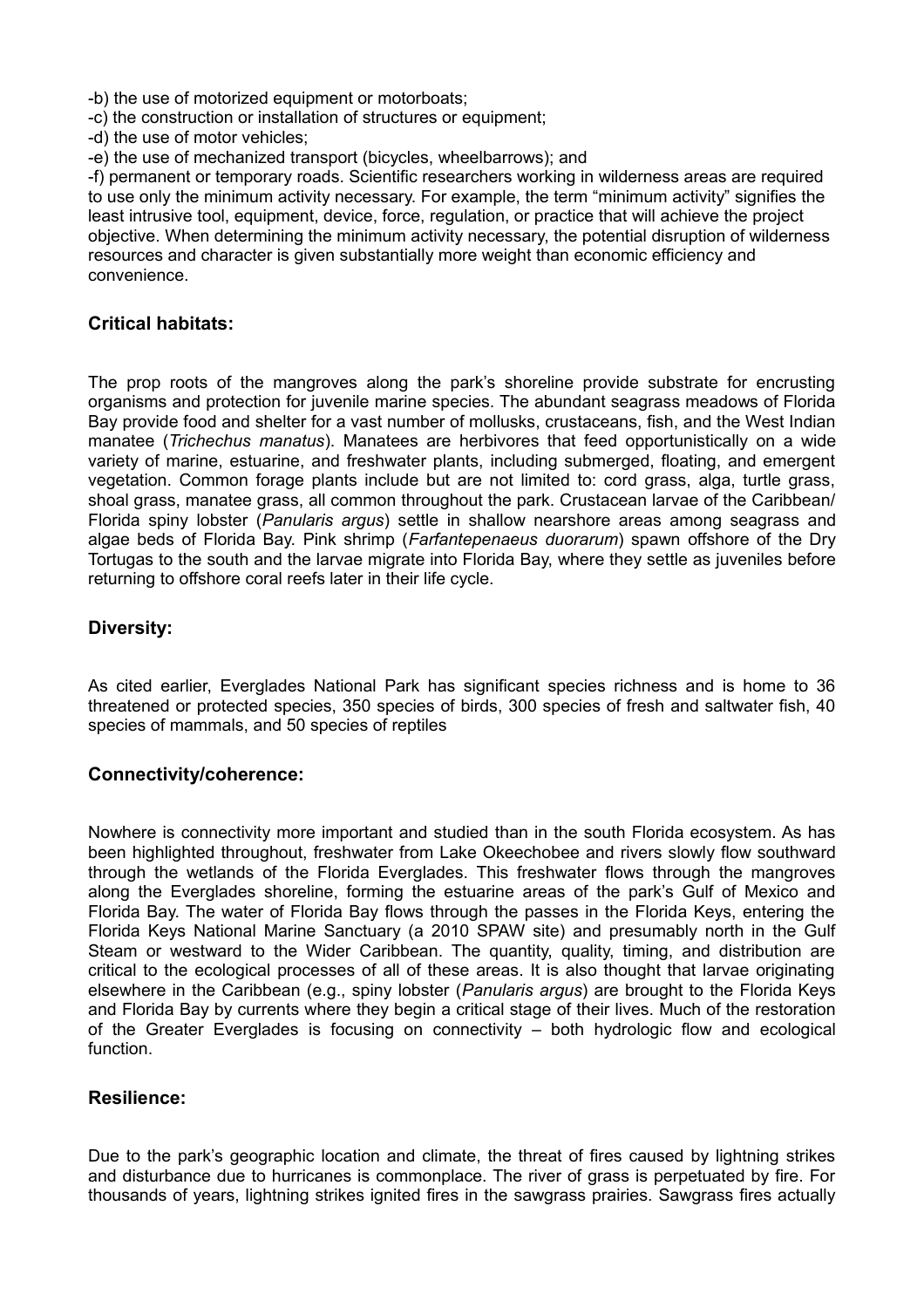-b) the use of motorized equipment or motorboats;
-c) the construction or installation of structures or equipment;
-d) the use of motor vehicles;
-e) the use of mechanized transport (bicycles, wheelbarrows); and
-f) permanent or temporary roads. Scientific researchers working in wilderness areas are required to use only the minimum activity necessary. For example, the term "minimum activity" signifies the least intrusive tool, equipment, device, force, regulation, or practice that will achieve the project objective. When determining the minimum activity necessary, the potential disruption of wilderness resources and character is given substantially more weight than economic efficiency and convenience.

### Critical habitats:

The prop roots of the mangroves along the park's shoreline provide substrate for encrusting organisms and protection for juvenile marine species. The abundant seagrass meadows of Florida Bay provide food and shelter for a vast number of mollusks, crustaceans, fish, and the West Indian manatee (*Trichechus manatus*). Manatees are herbivores that feed opportunistically on a wide variety of marine, estuarine, and freshwater plants, including submerged, floating, and emergent vegetation. Common forage plants include but are not limited to: cord grass, alga, turtle grass, shoal grass, manatee grass, all common throughout the park. Crustacean larvae of the Caribbean/ Florida spiny lobster (*Panularis argus*) settle in shallow nearshore areas among seagrass and algae beds of Florida Bay. Pink shrimp (*Farfantepenaeus duorarum*) spawn offshore of the Dry Tortugas to the south and the larvae migrate into Florida Bay, where they settle as juveniles before returning to offshore coral reefs later in their life cycle.

### Diversity:

As cited earlier, Everglades National Park has significant species richness and is home to 36 threatened or protected species, 350 species of birds, 300 species of fresh and saltwater fish, 40 species of mammals, and 50 species of reptiles

### Connectivity/coherence:

Nowhere is connectivity more important and studied than in the south Florida ecosystem. As has been highlighted throughout, freshwater from Lake Okeechobee and rivers slowly flow southward through the wetlands of the Florida Everglades. This freshwater flows through the mangroves along the Everglades shoreline, forming the estuarine areas of the park's Gulf of Mexico and Florida Bay. The water of Florida Bay flows through the passes in the Florida Keys, entering the Florida Keys National Marine Sanctuary (a 2010 SPAW site) and presumably north in the Gulf Steam or westward to the Wider Caribbean. The quantity, quality, timing, and distribution are critical to the ecological processes of all of these areas. It is also thought that larvae originating elsewhere in the Caribbean (e.g., spiny lobster (*Panularis argus*) are brought to the Florida Keys and Florida Bay by currents where they begin a critical stage of their lives. Much of the restoration of the Greater Everglades is focusing on connectivity – both hydrologic flow and ecological function.

### Resilience:

Due to the park's geographic location and climate, the threat of fires caused by lightning strikes and disturbance due to hurricanes is commonplace. The river of grass is perpetuated by fire. For thousands of years, lightning strikes ignited fires in the sawgrass prairies. Sawgrass fires actually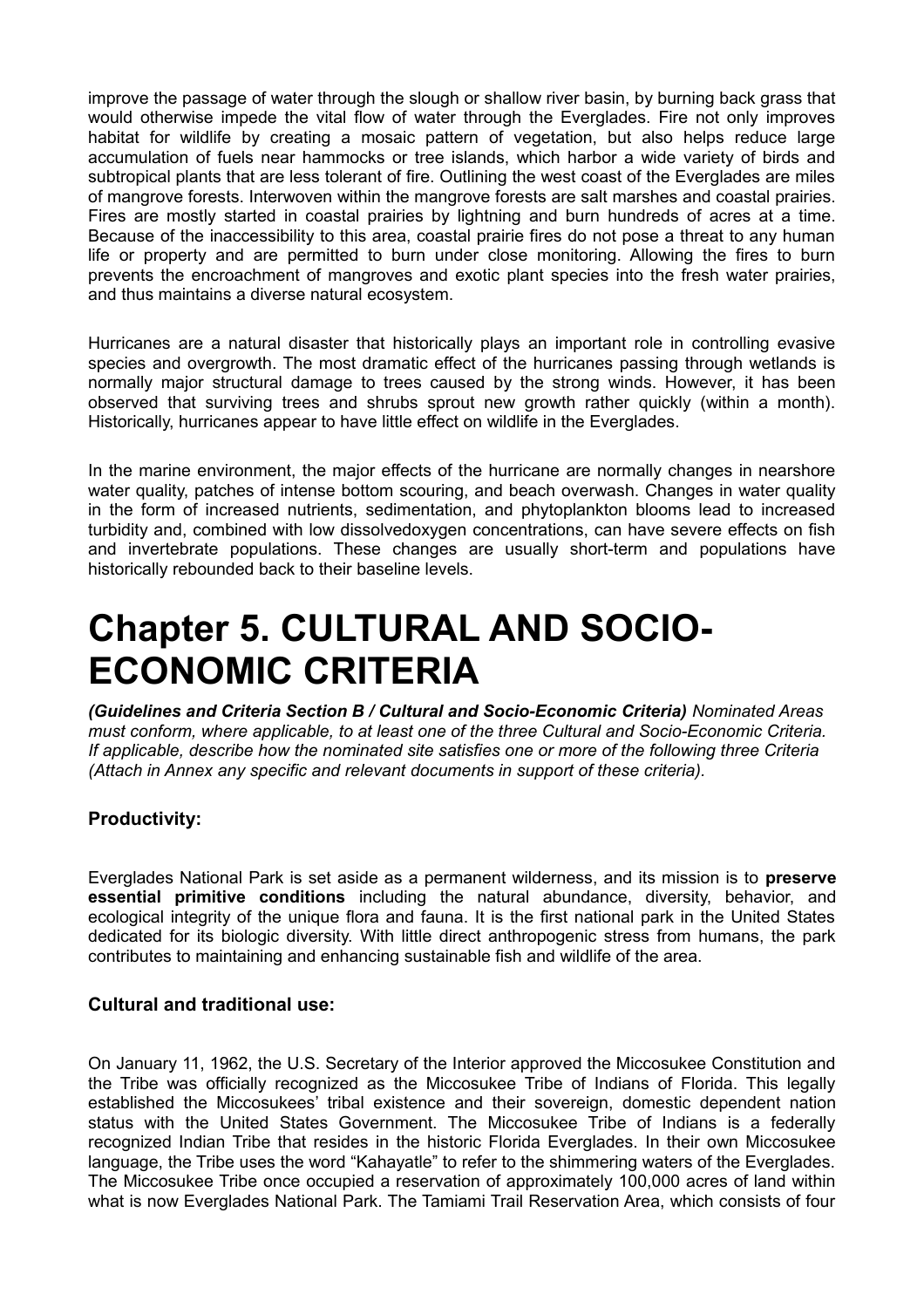improve the passage of water through the slough or shallow river basin, by burning back grass that would otherwise impede the vital flow of water through the Everglades. Fire not only improves habitat for wildlife by creating a mosaic pattern of vegetation, but also helps reduce large accumulation of fuels near hammocks or tree islands, which harbor a wide variety of birds and subtropical plants that are less tolerant of fire. Outlining the west coast of the Everglades are miles of mangrove forests. Interwoven within the mangrove forests are salt marshes and coastal prairies. Fires are mostly started in coastal prairies by lightning and burn hundreds of acres at a time. Because of the inaccessibility to this area, coastal prairie fires do not pose a threat to any human life or property and are permitted to burn under close monitoring. Allowing the fires to burn prevents the encroachment of mangroves and exotic plant species into the fresh water prairies, and thus maintains a diverse natural ecosystem.

Hurricanes are a natural disaster that historically plays an important role in controlling evasive species and overgrowth. The most dramatic effect of the hurricanes passing through wetlands is normally major structural damage to trees caused by the strong winds. However, it has been observed that surviving trees and shrubs sprout new growth rather quickly (within a month). Historically, hurricanes appear to have little effect on wildlife in the Everglades.

In the marine environment, the major effects of the hurricane are normally changes in nearshore water quality, patches of intense bottom scouring, and beach overwash. Changes in water quality in the form of increased nutrients, sedimentation, and phytoplankton blooms lead to increased turbidity and, combined with low dissolvedoxygen concentrations, can have severe effects on fish and invertebrate populations. These changes are usually short-term and populations have historically rebounded back to their baseline levels.

# Chapter 5. CULTURAL AND SOCIO-ECONOMIC CRITERIA

***(Guidelines and Criteria Section B / Cultural and Socio-Economic Criteria)*** *Nominated Areas must conform, where applicable, to at least one of the three Cultural and Socio-Economic Criteria. If applicable, describe how the nominated site satisfies one or more of the following three Criteria (Attach in Annex any specific and relevant documents in support of these criteria).*

### Productivity:

Everglades National Park is set aside as a permanent wilderness, and its mission is to **preserve essential primitive conditions** including the natural abundance, diversity, behavior, and ecological integrity of the unique flora and fauna. It is the first national park in the United States dedicated for its biologic diversity. With little direct anthropogenic stress from humans, the park contributes to maintaining and enhancing sustainable fish and wildlife of the area.

### Cultural and traditional use:

On January 11, 1962, the U.S. Secretary of the Interior approved the Miccosukee Constitution and the Tribe was officially recognized as the Miccosukee Tribe of Indians of Florida. This legally established the Miccosukees' tribal existence and their sovereign, domestic dependent nation status with the United States Government. The Miccosukee Tribe of Indians is a federally recognized Indian Tribe that resides in the historic Florida Everglades. In their own Miccosukee language, the Tribe uses the word "Kahayatle" to refer to the shimmering waters of the Everglades. The Miccosukee Tribe once occupied a reservation of approximately 100,000 acres of land within what is now Everglades National Park. The Tamiami Trail Reservation Area, which consists of four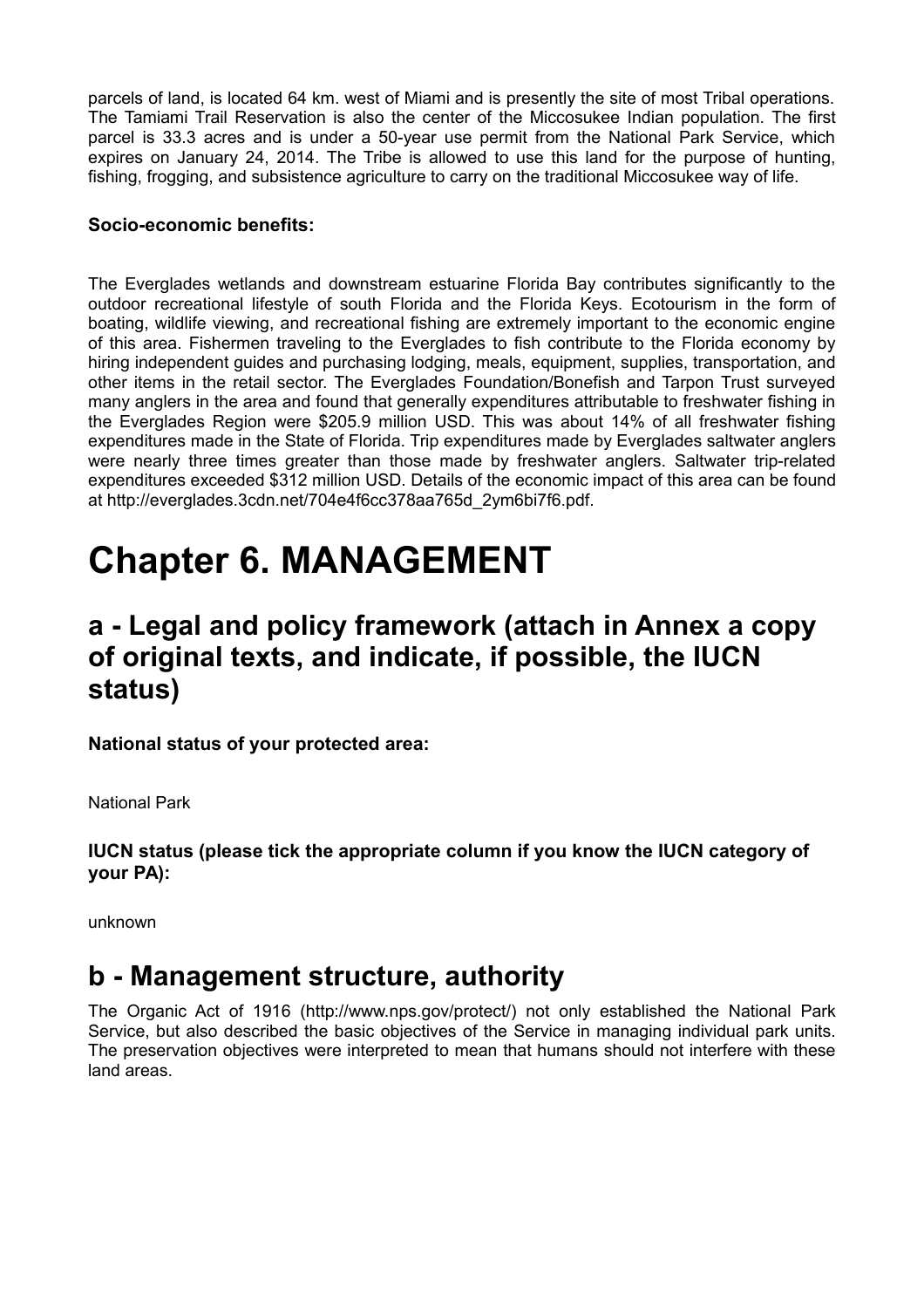parcels of land, is located 64 km. west of Miami and is presently the site of most Tribal operations. The Tamiami Trail Reservation is also the center of the Miccosukee Indian population. The first parcel is 33.3 acres and is under a 50-year use permit from the National Park Service, which expires on January 24, 2014. The Tribe is allowed to use this land for the purpose of hunting, fishing, frogging, and subsistence agriculture to carry on the traditional Miccosukee way of life.

**Socio-economic benefits:**

The Everglades wetlands and downstream estuarine Florida Bay contributes significantly to the outdoor recreational lifestyle of south Florida and the Florida Keys. Ecotourism in the form of boating, wildlife viewing, and recreational fishing are extremely important to the economic engine of this area. Fishermen traveling to the Everglades to fish contribute to the Florida economy by hiring independent guides and purchasing lodging, meals, equipment, supplies, transportation, and other items in the retail sector. The Everglades Foundation/Bonefish and Tarpon Trust surveyed many anglers in the area and found that generally expenditures attributable to freshwater fishing in the Everglades Region were $205.9 million USD. This was about 14% of all freshwater fishing expenditures made in the State of Florida. Trip expenditures made by Everglades saltwater anglers were nearly three times greater than those made by freshwater anglers. Saltwater trip-related expenditures exceeded $312 million USD. Details of the economic impact of this area can be found at http://everglades.3cdn.net/704e4f6cc378aa765d_2ym6bi7f6.pdf.

# Chapter 6. MANAGEMENT

## a - Legal and policy framework (attach in Annex a copy of original texts, and indicate, if possible, the IUCN status)

**National status of your protected area:**

National Park

**IUCN status (please tick the appropriate column if you know the IUCN category of your PA):**

unknown

## b - Management structure, authority

The Organic Act of 1916 (http://www.nps.gov/protect/) not only established the National Park Service, but also described the basic objectives of the Service in managing individual park units. The preservation objectives were interpreted to mean that humans should not interfere with these land areas.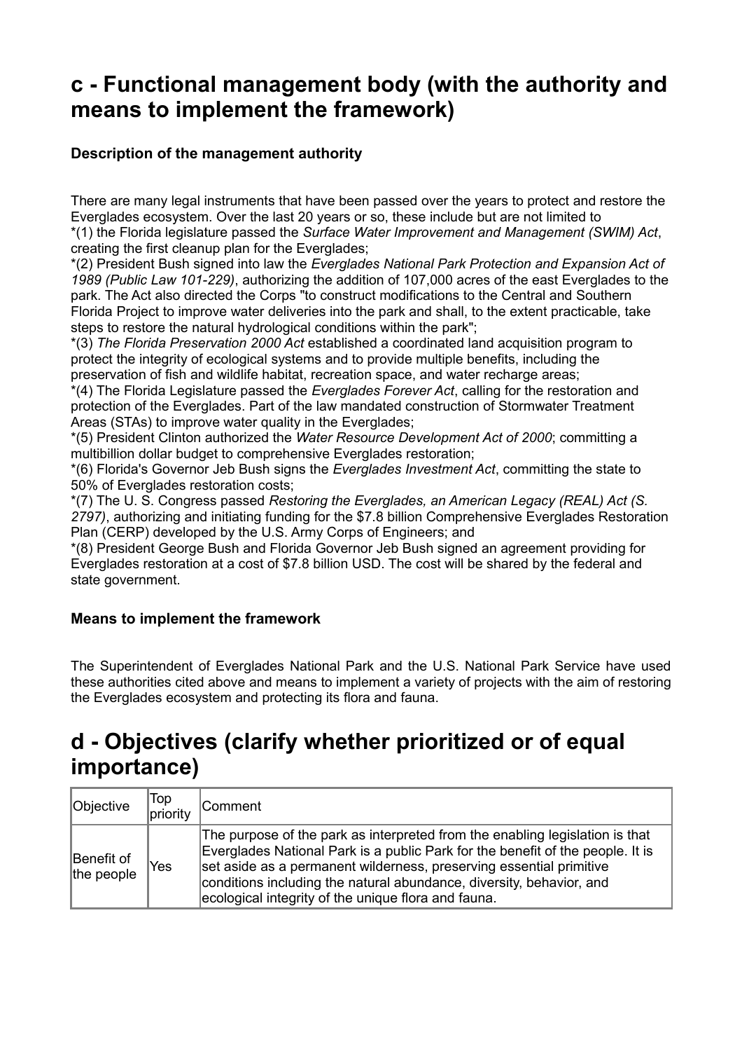## c - Functional management body (with the authority and means to implement the framework)

### Description of the management authority

There are many legal instruments that have been passed over the years to protect and restore the Everglades ecosystem. Over the last 20 years or so, these include but are not limited to
*(1) the Florida legislature passed the *Surface Water Improvement and Management (SWIM) Act*, creating the first cleanup plan for the Everglades;
*(2) President Bush signed into law the *Everglades National Park Protection and Expansion Act of 1989 (Public Law 101-229)*, authorizing the addition of 107,000 acres of the east Everglades to the park. The Act also directed the Corps "to construct modifications to the Central and Southern Florida Project to improve water deliveries into the park and shall, to the extent practicable, take steps to restore the natural hydrological conditions within the park";
*(3) *The Florida Preservation 2000 Act* established a coordinated land acquisition program to protect the integrity of ecological systems and to provide multiple benefits, including the preservation of fish and wildlife habitat, recreation space, and water recharge areas;
*(4) The Florida Legislature passed the *Everglades Forever Act*, calling for the restoration and protection of the Everglades. Part of the law mandated construction of Stormwater Treatment Areas (STAs) to improve water quality in the Everglades;
*(5) President Clinton authorized the *Water Resource Development Act of 2000*; committing a multibillion dollar budget to comprehensive Everglades restoration;
*(6) Florida's Governor Jeb Bush signs the *Everglades Investment Act*, committing the state to 50% of Everglades restoration costs;
*(7) The U. S. Congress passed *Restoring the Everglades, an American Legacy (REAL) Act (S. 2797)*, authorizing and initiating funding for the $7.8 billion Comprehensive Everglades Restoration Plan (CERP) developed by the U.S. Army Corps of Engineers; and
*(8) President George Bush and Florida Governor Jeb Bush signed an agreement providing for Everglades restoration at a cost of $7.8 billion USD. The cost will be shared by the federal and state government.

### Means to implement the framework

The Superintendent of Everglades National Park and the U.S. National Park Service have used these authorities cited above and means to implement a variety of projects with the aim of restoring the Everglades ecosystem and protecting its flora and fauna.

## d - Objectives (clarify whether prioritized or of equal importance)

| Objective | Top priority | Comment |
|---|---|---|
| Benefit of the people | Yes | The purpose of the park as interpreted from the enabling legislation is that Everglades National Park is a public Park for the benefit of the people. It is set aside as a permanent wilderness, preserving essential primitive conditions including the natural abundance, diversity, behavior, and ecological integrity of the unique flora and fauna. |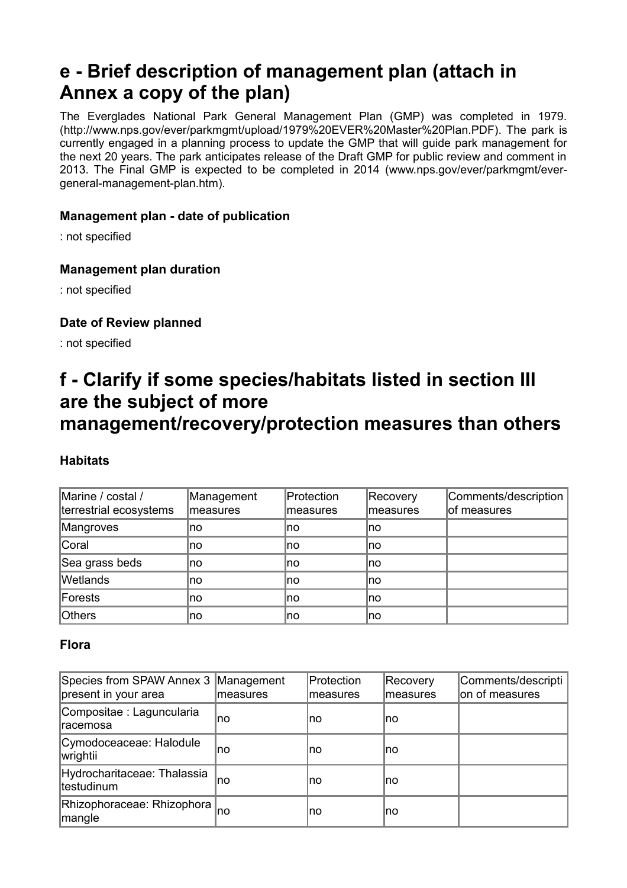## e - Brief description of management plan (attach in Annex a copy of the plan)

The Everglades National Park General Management Plan (GMP) was completed in 1979. (http://www.nps.gov/ever/parkmgmt/upload/1979%20EVER%20Master%20Plan.PDF). The park is currently engaged in a planning process to update the GMP that will guide park management for the next 20 years. The park anticipates release of the Draft GMP for public review and comment in 2013. The Final GMP is expected to be completed in 2014 (www.nps.gov/ever/parkmgmt/ever-general-management-plan.htm).

#### Management plan - date of publication

: not specified

#### Management plan duration

: not specified

#### Date of Review planned

: not specified

## f - Clarify if some species/habitats listed in section III are the subject of more management/recovery/protection measures than others

#### Habitats

| Marine / costal / terrestrial ecosystems | Management measures | Protection measures | Recovery measures | Comments/description of measures |
| --- | --- | --- | --- | --- |
| Mangroves | no | no | no | |
| Coral | no | no | no | |
| Sea grass beds | no | no | no | |
| Wetlands | no | no | no | |
| Forests | no | no | no | |
| Others | no | no | no | |

#### Flora

| Species from SPAW Annex 3 present in your area | Management measures | Protection measures | Recovery measures | Comments/description of measures |
| --- | --- | --- | --- | --- |
| Compositae : Laguncularia racemosa | no | no | no | |
| Cymodoceaceae: Halodule wrightii | no | no | no | |
| Hydrocharitaceae: Thalassia testudinum | no | no | no | |
| Rhizophoraceae: Rhizophora mangle | no | no | no | |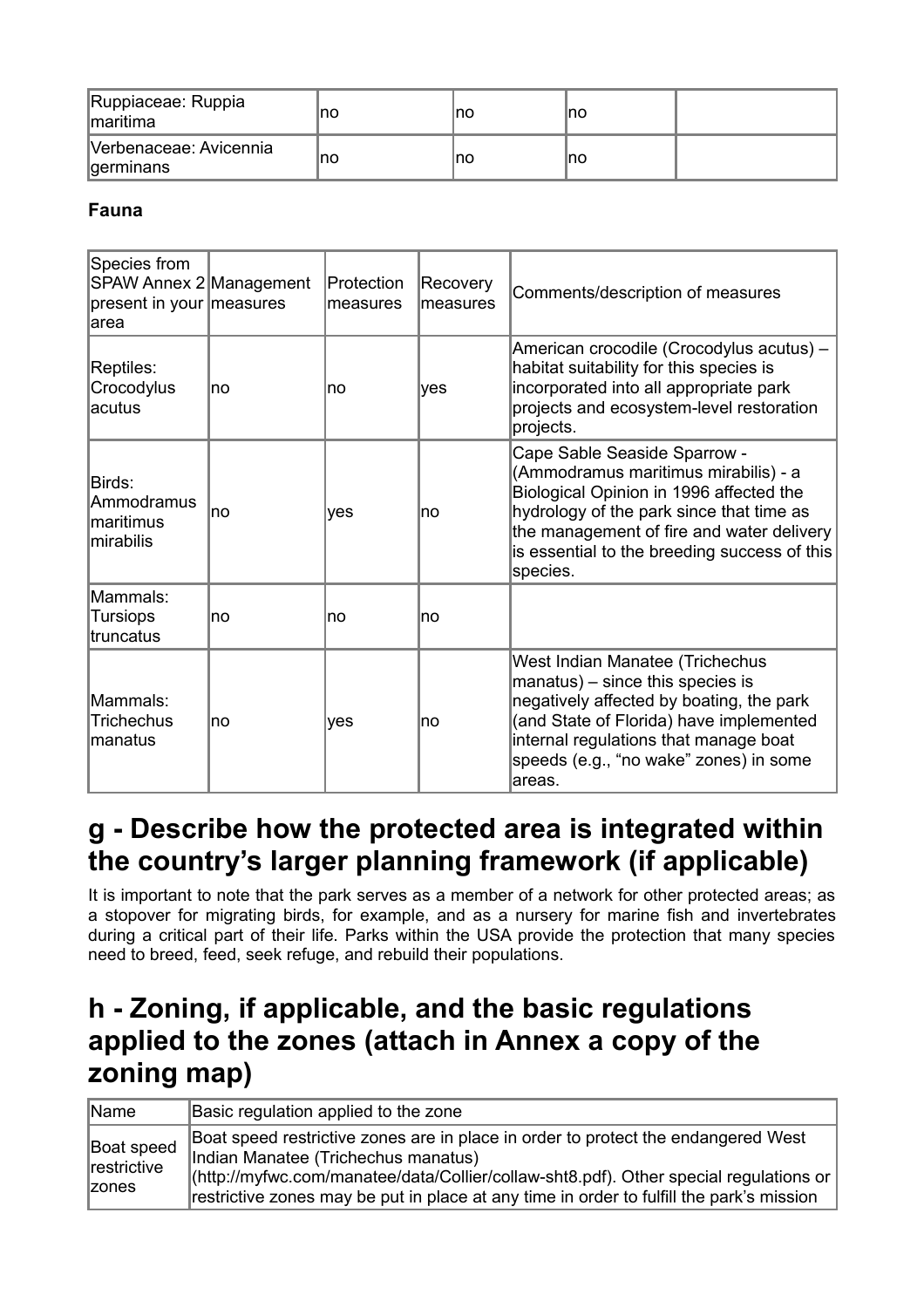| Ruppiaceae: Ruppia maritima | no | no | no | |
|---|---|---|---|---|
| Verbenaceae: Avicennia germinans | no | no | no | |

**Fauna**

| Species from SPAW Annex 2 present in your area | Management measures | Protection measures | Recovery measures | Comments/description of measures |
|---|---|---|---|---|
| Reptiles: Crocodylus acutus | no | no | yes | American crocodile (Crocodylus acutus) – habitat suitability for this species is incorporated into all appropriate park projects and ecosystem-level restoration projects. |
| Birds: Ammodramus maritimus mirabilis | no | yes | no | Cape Sable Seaside Sparrow - (Ammodramus maritimus mirabilis) - a Biological Opinion in 1996 affected the hydrology of the park since that time as the management of fire and water delivery is essential to the breeding success of this species. |
| Mammals: Tursiops truncatus | no | no | no | |
| Mammals: Trichechus manatus | no | yes | no | West Indian Manatee (Trichechus manatus) – since this species is negatively affected by boating, the park (and State of Florida) have implemented internal regulations that manage boat speeds (e.g., "no wake" zones) in some areas. |

## g - Describe how the protected area is integrated within the country's larger planning framework (if applicable)

It is important to note that the park serves as a member of a network for other protected areas; as a stopover for migrating birds, for example, and as a nursery for marine fish and invertebrates during a critical part of their life. Parks within the USA provide the protection that many species need to breed, feed, seek refuge, and rebuild their populations.

## h - Zoning, if applicable, and the basic regulations applied to the zones (attach in Annex a copy of the zoning map)

| Name | Basic regulation applied to the zone |
|---|---|
| Boat speed restrictive zones | Boat speed restrictive zones are in place in order to protect the endangered West Indian Manatee (Trichechus manatus) (http://myfwc.com/manatee/data/Collier/collaw-sht8.pdf). Other special regulations or restrictive zones may be put in place at any time in order to fulfill the park's mission |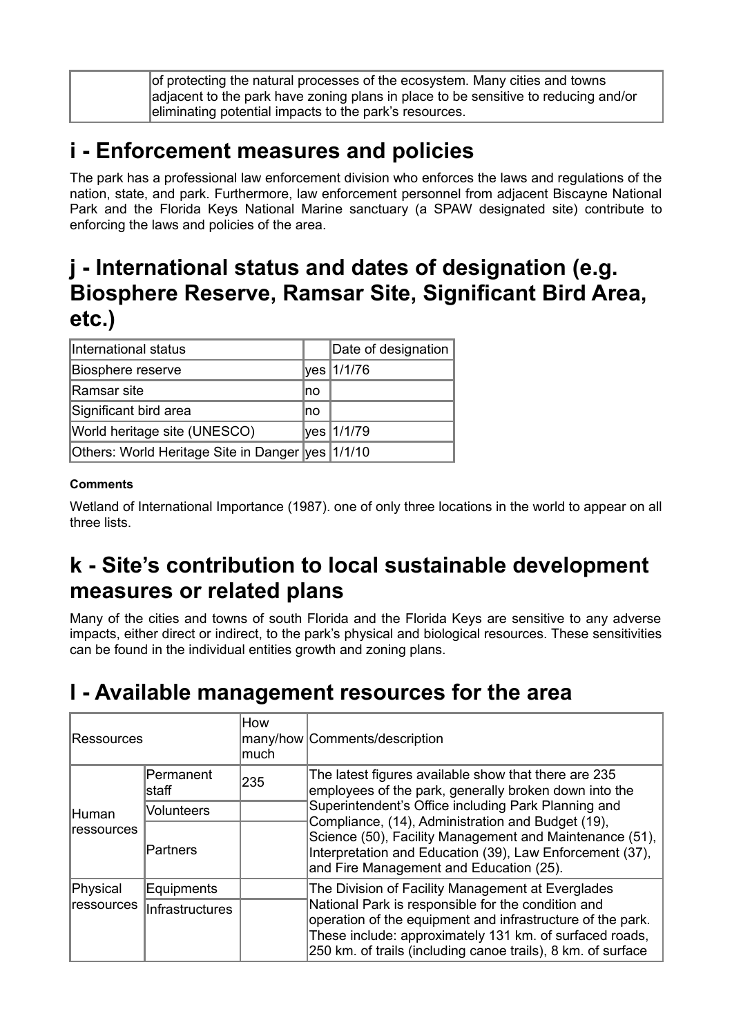| | of protecting the natural processes of the ecosystem. Many cities and towns adjacent to the park have zoning plans in place to be sensitive to reducing and/or eliminating potential impacts to the park's resources. |
|---|---|

## i - Enforcement measures and policies

The park has a professional law enforcement division who enforces the laws and regulations of the nation, state, and park. Furthermore, law enforcement personnel from adjacent Biscayne National Park and the Florida Keys National Marine sanctuary (a SPAW designated site) contribute to enforcing the laws and policies of the area.

## j - International status and dates of designation (e.g. Biosphere Reserve, Ramsar Site, Significant Bird Area, etc.)

| International status | | Date of designation |
|---|---|---|
| Biosphere reserve | yes | 1/1/76 |
| Ramsar site | no | |
| Significant bird area | no | |
| World heritage site (UNESCO) | yes | 1/1/79 |
| Others: World Heritage Site in Danger | yes | 1/1/10 |

**Comments**

Wetland of International Importance (1987). one of only three locations in the world to appear on all three lists.

## k - Site's contribution to local sustainable development measures or related plans

Many of the cities and towns of south Florida and the Florida Keys are sensitive to any adverse impacts, either direct or indirect, to the park's physical and biological resources. These sensitivities can be found in the individual entities growth and zoning plans.

## l - Available management resources for the area

| Ressources | | How many/how much | Comments/description |
|---|---|---|---|
| Human ressources | Permanent staff | 235 | The latest figures available show that there are 235 employees of the park, generally broken down into the Superintendent's Office including Park Planning and Compliance, (14), Administration and Budget (19), Science (50), Facility Management and Maintenance (51), Interpretation and Education (39), Law Enforcement (37), and Fire Management and Education (25). |
| | Volunteers | | |
| | Partners | | |
| Physical ressources | Equipments | | The Division of Facility Management at Everglades National Park is responsible for the condition and operation of the equipment and infrastructure of the park. These include: approximately 131 km. of surfaced roads, 250 km. of trails (including canoe trails), 8 km. of surface |
| | Infrastructures | | |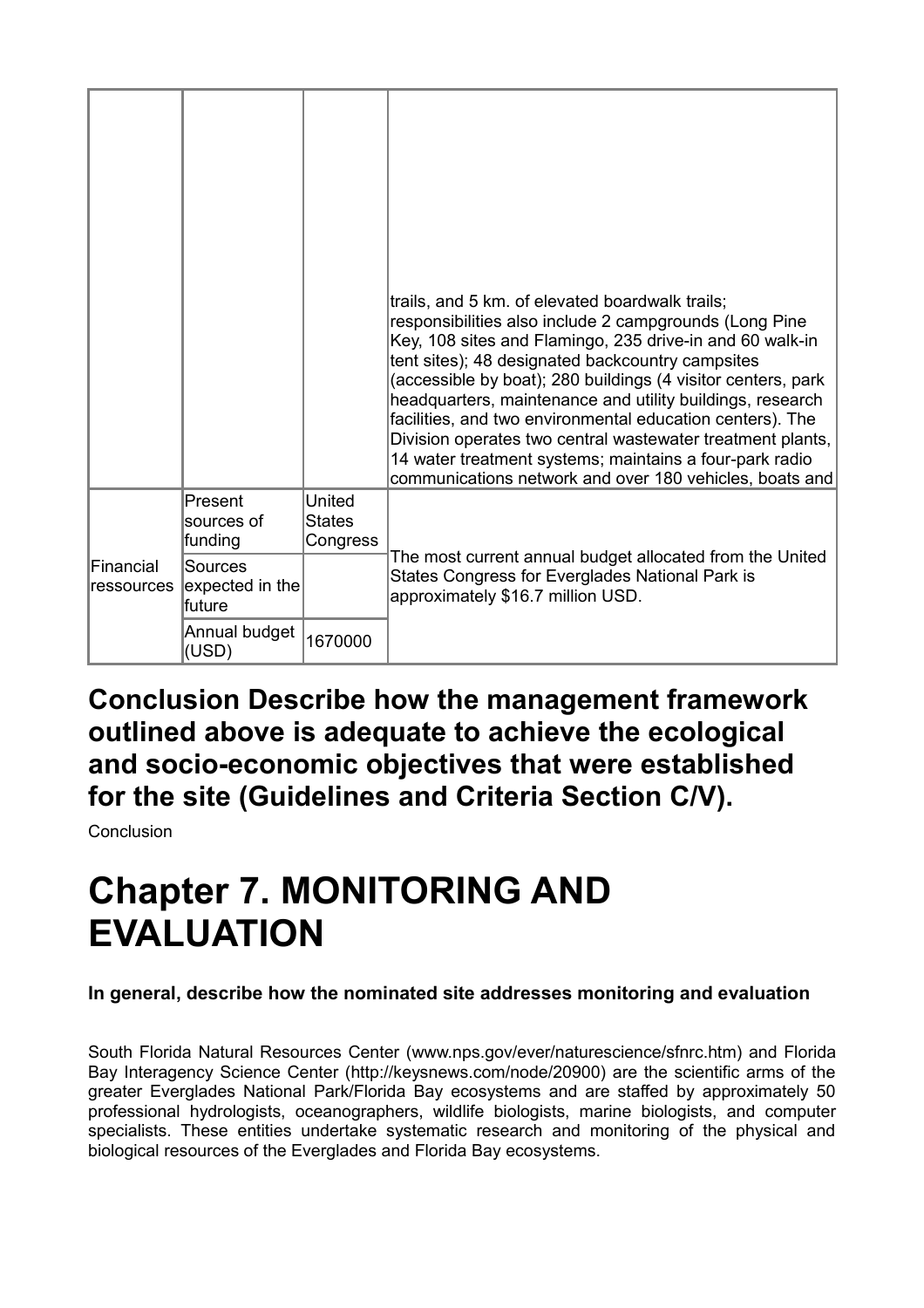| | | | |
|---|---|---|---|
| | | | trails, and 5 km. of elevated boardwalk trails; responsibilities also include 2 campgrounds (Long Pine Key, 108 sites and Flamingo, 235 drive-in and 60 walk-in tent sites); 48 designated backcountry campsites (accessible by boat); 280 buildings (4 visitor centers, park headquarters, maintenance and utility buildings, research facilities, and two environmental education centers). The Division operates two central wastewater treatment plants, 14 water treatment systems; maintains a four-park radio communications network and over 180 vehicles, boats and |
| Financial ressources | Present sources of funding | United States Congress | The most current annual budget allocated from the United States Congress for Everglades National Park is approximately $16.7 million USD. |
| | Sources expected in the future | | |
| | Annual budget (USD) | 1670000 | |

## Conclusion Describe how the management framework outlined above is adequate to achieve the ecological and socio-economic objectives that were established for the site (Guidelines and Criteria Section C/V).

Conclusion

# Chapter 7. MONITORING AND EVALUATION

**In general, describe how the nominated site addresses monitoring and evaluation**

South Florida Natural Resources Center (www.nps.gov/ever/naturescience/sfnrc.htm) and Florida Bay Interagency Science Center (http://keysnews.com/node/20900) are the scientific arms of the greater Everglades National Park/Florida Bay ecosystems and are staffed by approximately 50 professional hydrologists, oceanographers, wildlife biologists, marine biologists, and computer specialists. These entities undertake systematic research and monitoring of the physical and biological resources of the Everglades and Florida Bay ecosystems.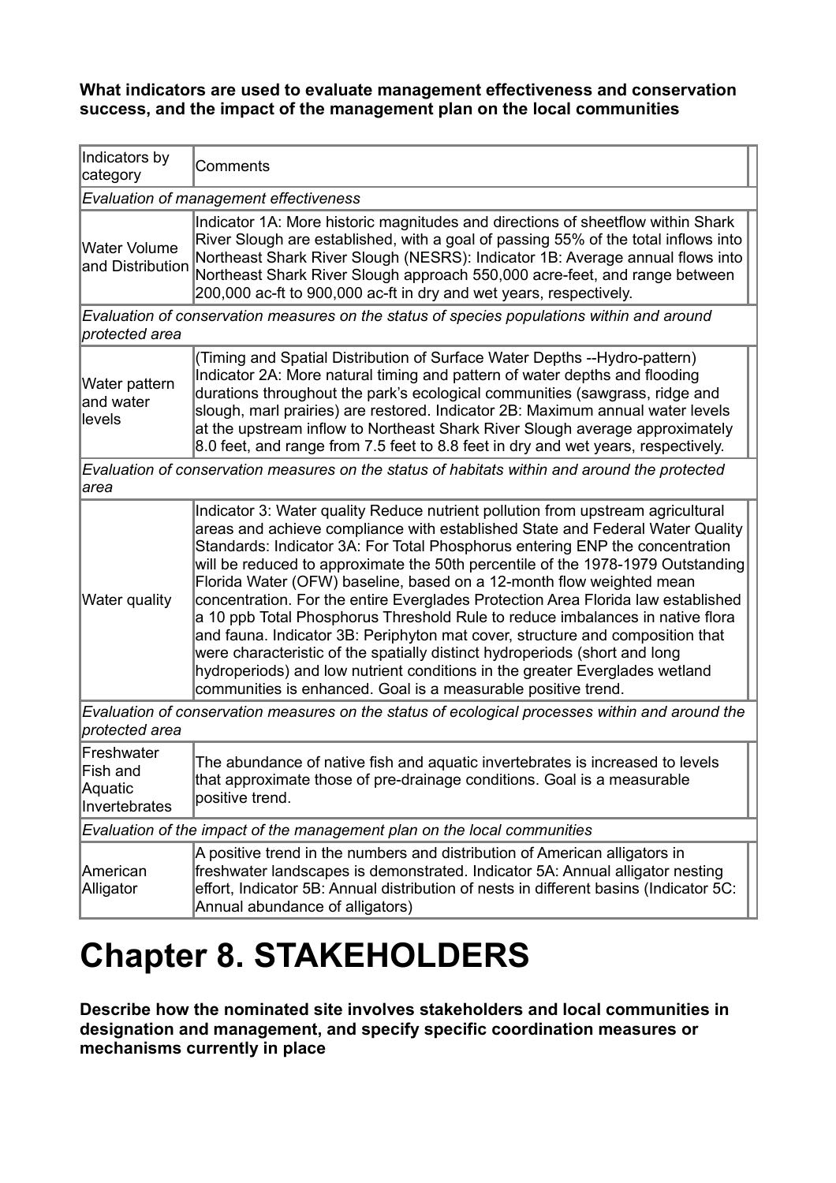**What indicators are used to evaluate management effectiveness and conservation success, and the impact of the management plan on the local communities**

| Indicators by category | Comments |
|---|---|
| *Evaluation of management effectiveness* | |
| Water Volume and Distribution | Indicator 1A: More historic magnitudes and directions of sheetflow within Shark River Slough are established, with a goal of passing 55% of the total inflows into Northeast Shark River Slough (NESRS): Indicator 1B: Average annual flows into Northeast Shark River Slough approach 550,000 acre-feet, and range between 200,000 ac-ft to 900,000 ac-ft in dry and wet years, respectively. |
| *Evaluation of conservation measures on the status of species populations within and around protected area* | |
| Water pattern and water levels | (Timing and Spatial Distribution of Surface Water Depths --Hydro-pattern) Indicator 2A: More natural timing and pattern of water depths and flooding durations throughout the park's ecological communities (sawgrass, ridge and slough, marl prairies) are restored. Indicator 2B: Maximum annual water levels at the upstream inflow to Northeast Shark River Slough average approximately 8.0 feet, and range from 7.5 feet to 8.8 feet in dry and wet years, respectively. |
| *Evaluation of conservation measures on the status of habitats within and around the protected area* | |
| Water quality | Indicator 3: Water quality Reduce nutrient pollution from upstream agricultural areas and achieve compliance with established State and Federal Water Quality Standards: Indicator 3A: For Total Phosphorus entering ENP the concentration will be reduced to approximate the 50th percentile of the 1978-1979 Outstanding Florida Water (OFW) baseline, based on a 12-month flow weighted mean concentration. For the entire Everglades Protection Area Florida law established a 10 ppb Total Phosphorus Threshold Rule to reduce imbalances in native flora and fauna. Indicator 3B: Periphyton mat cover, structure and composition that were characteristic of the spatially distinct hydroperiods (short and long hydroperiods) and low nutrient conditions in the greater Everglades wetland communities is enhanced. Goal is a measurable positive trend. |
| *Evaluation of conservation measures on the status of ecological processes within and around the protected area* | |
| Freshwater Fish and Aquatic Invertebrates | The abundance of native fish and aquatic invertebrates is increased to levels that approximate those of pre-drainage conditions. Goal is a measurable positive trend. |
| *Evaluation of the impact of the management plan on the local communities* | |
| American Alligator | A positive trend in the numbers and distribution of American alligators in freshwater landscapes is demonstrated. Indicator 5A: Annual alligator nesting effort, Indicator 5B: Annual distribution of nests in different basins (Indicator 5C: Annual abundance of alligators) |

# Chapter 8. STAKEHOLDERS

**Describe how the nominated site involves stakeholders and local communities in designation and management, and specify specific coordination measures or mechanisms currently in place**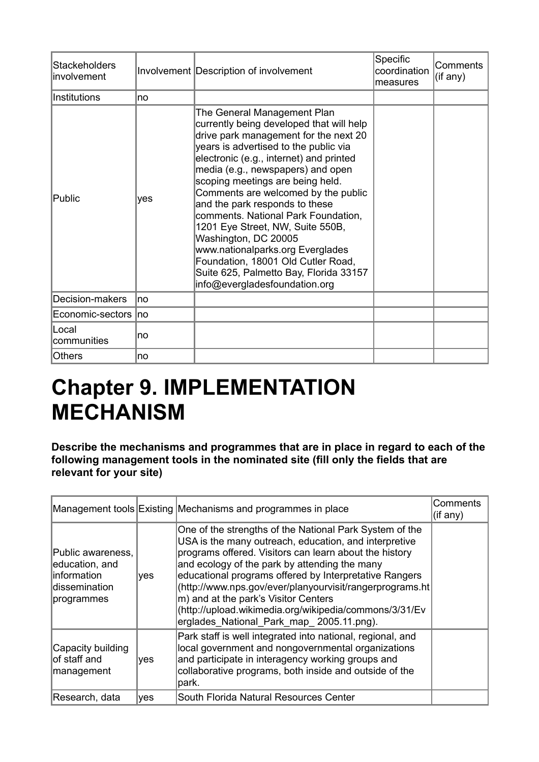| Stackeholders involvement | Involvement | Description of involvement | Specific coordination measures | Comments (if any) |
| --- | --- | --- | --- | --- |
| Institutions | no | | | |
| Public | yes | The General Management Plan currently being developed that will help drive park management for the next 20 years is advertised to the public via electronic (e.g., internet) and printed media (e.g., newspapers) and open scoping meetings are being held. Comments are welcomed by the public and the park responds to these comments. National Park Foundation, 1201 Eye Street, NW, Suite 550B, Washington, DC 20005 www.nationalparks.org Everglades Foundation, 18001 Old Cutler Road, Suite 625, Palmetto Bay, Florida 33157 info@evergladesfoundation.org | | |
| Decision-makers | no | | | |
| Economic-sectors | no | | | |
| Local communities | no | | | |
| Others | no | | | |

# Chapter 9. IMPLEMENTATION MECHANISM

**Describe the mechanisms and programmes that are in place in regard to each of the following management tools in the nominated site (fill only the fields that are relevant for your site)**

| Management tools | Existing | Mechanisms and programmes in place | Comments (if any) |
| --- | --- | --- | --- |
| Public awareness, education, and information dissemination programmes | yes | One of the strengths of the National Park System of the USA is the many outreach, education, and interpretive programs offered. Visitors can learn about the history and ecology of the park by attending the many educational programs offered by Interpretative Rangers (http://www.nps.gov/ever/planyourvisit/rangerprograms.htm) and at the park's Visitor Centers (http://upload.wikimedia.org/wikipedia/commons/3/31/Everglades_National_Park_map_ 2005.11.png). | |
| Capacity building of staff and management | yes | Park staff is well integrated into national, regional, and local government and nongovernmental organizations and participate in interagency working groups and collaborative programs, both inside and outside of the park. | |
| Research, data | yes | South Florida Natural Resources Center | |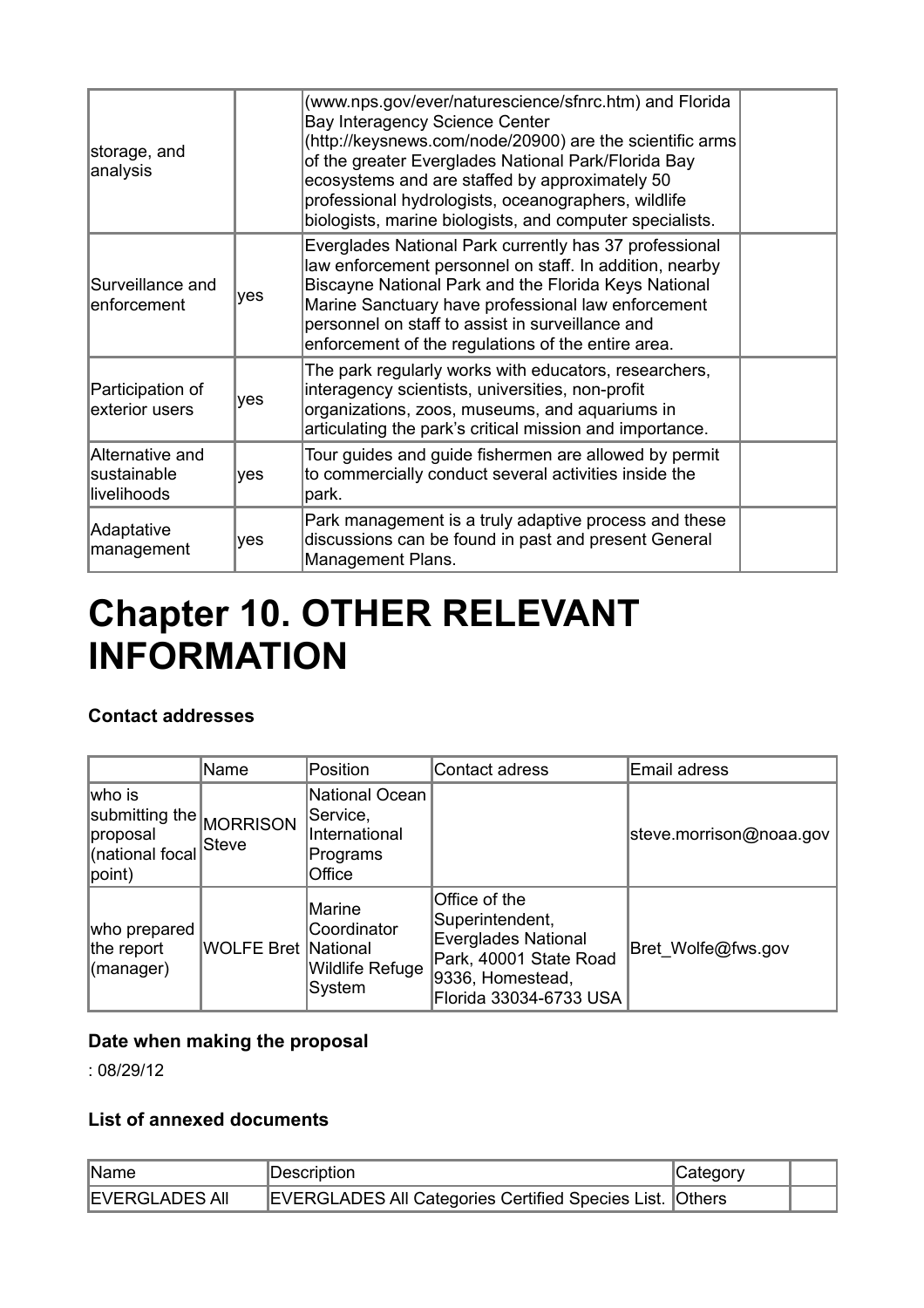| | | | |
|---|---|---|---|
| storage, and analysis | | (www.nps.gov/ever/naturescience/sfnrc.htm) and Florida Bay Interagency Science Center (http://keysnews.com/node/20900) are the scientific arms of the greater Everglades National Park/Florida Bay ecosystems and are staffed by approximately 50 professional hydrologists, oceanographers, wildlife biologists, marine biologists, and computer specialists. | |
| Surveillance and enforcement | yes | Everglades National Park currently has 37 professional law enforcement personnel on staff. In addition, nearby Biscayne National Park and the Florida Keys National Marine Sanctuary have professional law enforcement personnel on staff to assist in surveillance and enforcement of the regulations of the entire area. | |
| Participation of exterior users | yes | The park regularly works with educators, researchers, interagency scientists, universities, non-profit organizations, zoos, museums, and aquariums in articulating the park's critical mission and importance. | |
| Alternative and sustainable livelihoods | yes | Tour guides and guide fishermen are allowed by permit to commercially conduct several activities inside the park. | |
| Adaptative management | yes | Park management is a truly adaptive process and these discussions can be found in past and present General Management Plans. | |

# Chapter 10. OTHER RELEVANT INFORMATION

### Contact addresses

| | Name | Position | Contact adress | Email adress |
|---|---|---|---|---|
| who is submitting the proposal (national focal point) | MORRISON Steve | National Ocean Service, International Programs Office | | steve.morrison@noaa.gov |
| who prepared the report (manager) | WOLFE Bret | Marine Coordinator National Wildlife Refuge System | Office of the Superintendent, Everglades National Park, 40001 State Road 9336, Homestead, Florida 33034-6733 USA | Bret_Wolfe@fws.gov |

### Date when making the proposal

: 08/29/12

### List of annexed documents

| Name | Description | Category | |
|---|---|---|---|
| EVERGLADES All | EVERGLADES All Categories Certified Species List. | Others | |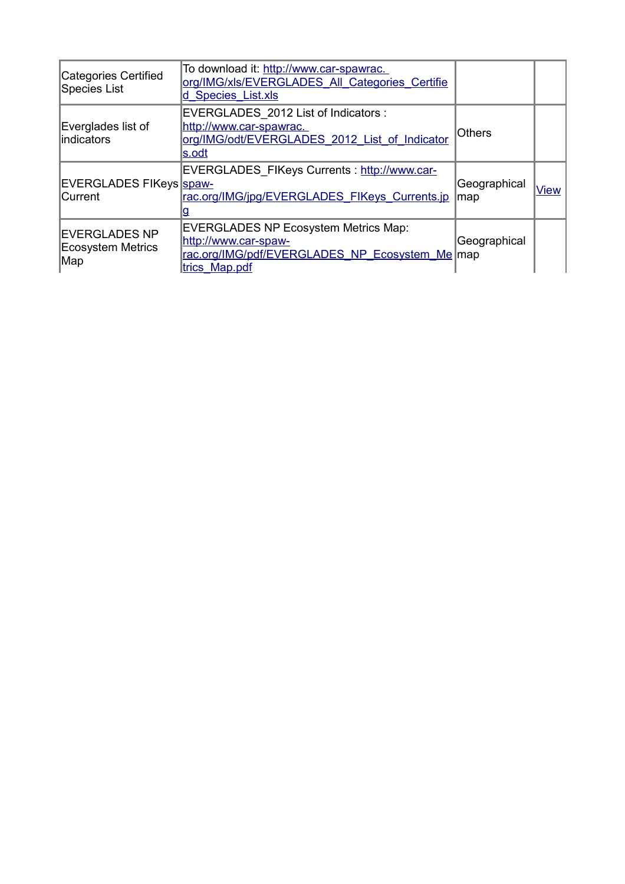| | | | |
|---|---|---|---|
| Categories Certified Species List | To download it: http://www.car-spawrac.org/IMG/xls/EVERGLADES_All_Categories_Certified_Species_List.xls | | |
| Everglades list of indicators | EVERGLADES_2012 List of Indicators : http://www.car-spawrac.org/IMG/odt/EVERGLADES_2012_List_of_Indicators.odt | Others | |
| EVERGLADES FIKeys Current | EVERGLADES_FIKeys Currents : http://www.car-spaw-rac.org/IMG/jpg/EVERGLADES_FIKeys_Currents.jpg | Geographical map | View |
| EVERGLADES NP Ecosystem Metrics Map | EVERGLADES NP Ecosystem Metrics Map: http://www.car-spaw-rac.org/IMG/pdf/EVERGLADES_NP_Ecosystem_Metrics_Map.pdf | Geographical map | |